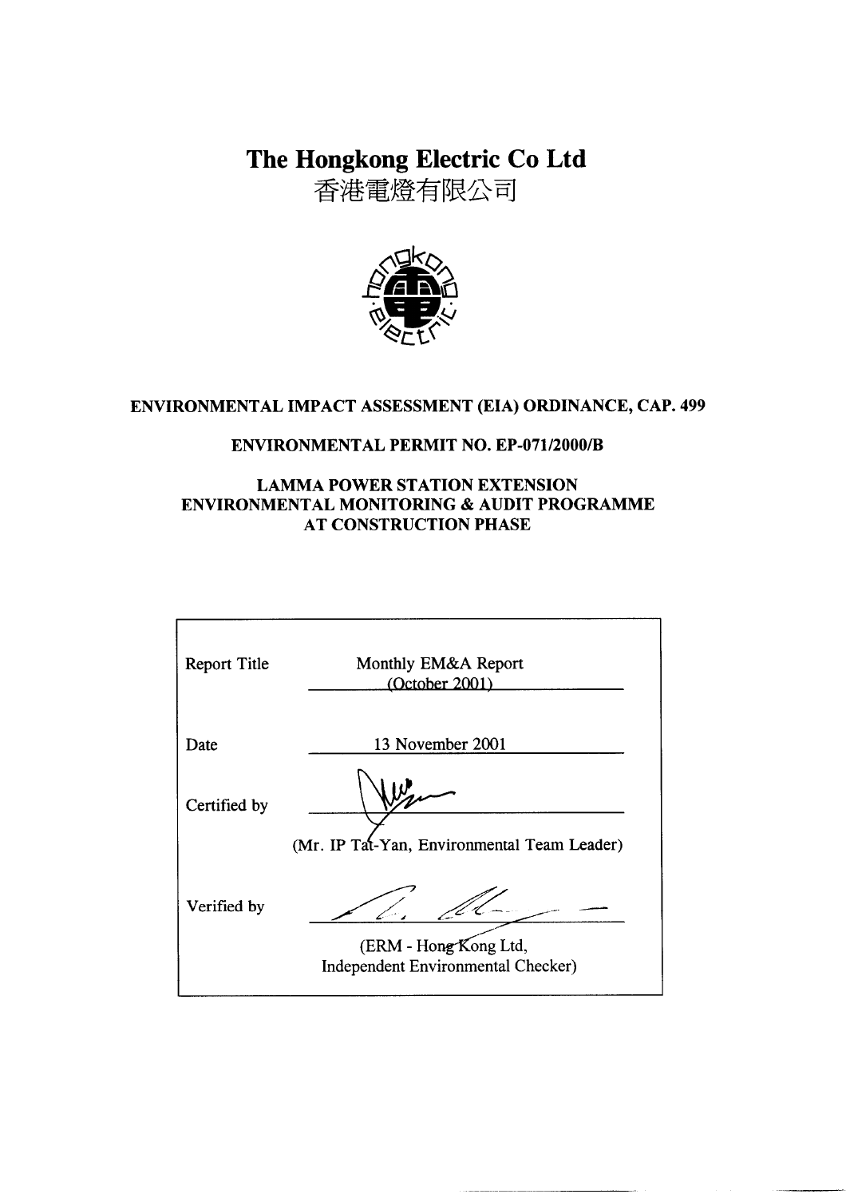# The Hongkong Electric Co Ltd
香港電燈有限公司

**ENVIRONMENTAL IMPACT ASSESSMENT (EIA) ORDINANCE, CAP. 499**

**ENVIRONMENTAL PERMIT NO. EP-071/2000/B**

**LAMMA POWER STATION EXTENSION**
**ENVIRONMENTAL MONITORING & AUDIT PROGRAMME**
**AT CONSTRUCTION PHASE**

| | |
|---|---|
| Report Title | Monthly EM&A Report (October 2001) |
| Date | 13 November 2001 |
| Certified by | (Mr. IP Tat-Yan, Environmental Team Leader) |
| Verified by | (ERM - Hong Kong Ltd, Independent Environmental Checker) |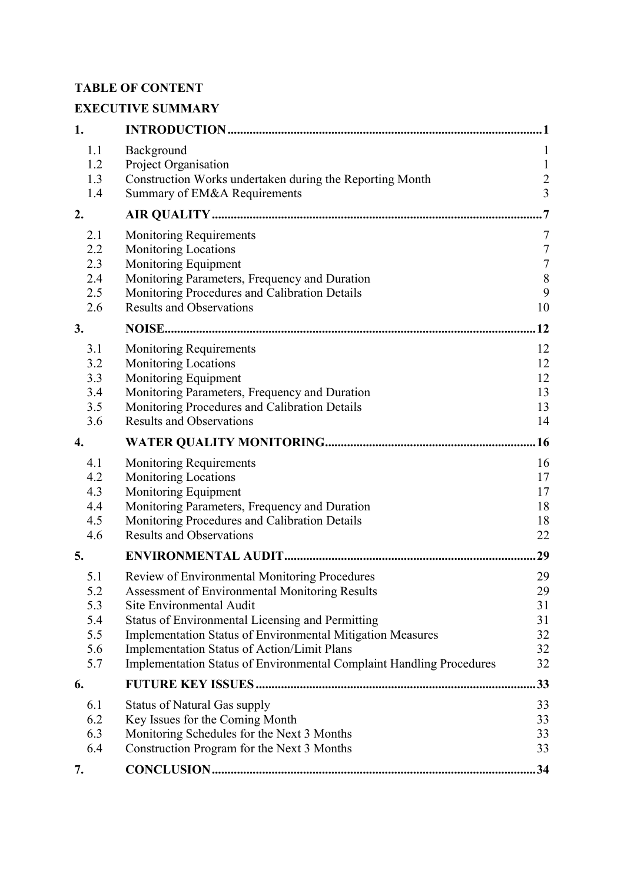**TABLE OF CONTENT**

**EXECUTIVE SUMMARY**

| | | |
|---|---|---|
| **1.** | **INTRODUCTION** | **1** |
| 1.1 | Background | 1 |
| 1.2 | Project Organisation | 1 |
| 1.3 | Construction Works undertaken during the Reporting Month | 2 |
| 1.4 | Summary of EM&A Requirements | 3 |
| **2.** | **AIR QUALITY** | **7** |
| 2.1 | Monitoring Requirements | 7 |
| 2.2 | Monitoring Locations | 7 |
| 2.3 | Monitoring Equipment | 7 |
| 2.4 | Monitoring Parameters, Frequency and Duration | 8 |
| 2.5 | Monitoring Procedures and Calibration Details | 9 |
| 2.6 | Results and Observations | 10 |
| **3.** | **NOISE** | **12** |
| 3.1 | Monitoring Requirements | 12 |
| 3.2 | Monitoring Locations | 12 |
| 3.3 | Monitoring Equipment | 12 |
| 3.4 | Monitoring Parameters, Frequency and Duration | 13 |
| 3.5 | Monitoring Procedures and Calibration Details | 13 |
| 3.6 | Results and Observations | 14 |
| **4.** | **WATER QUALITY MONITORING** | **16** |
| 4.1 | Monitoring Requirements | 16 |
| 4.2 | Monitoring Locations | 17 |
| 4.3 | Monitoring Equipment | 17 |
| 4.4 | Monitoring Parameters, Frequency and Duration | 18 |
| 4.5 | Monitoring Procedures and Calibration Details | 18 |
| 4.6 | Results and Observations | 22 |
| **5.** | **ENVIRONMENTAL AUDIT** | **29** |
| 5.1 | Review of Environmental Monitoring Procedures | 29 |
| 5.2 | Assessment of Environmental Monitoring Results | 29 |
| 5.3 | Site Environmental Audit | 31 |
| 5.4 | Status of Environmental Licensing and Permitting | 31 |
| 5.5 | Implementation Status of Environmental Mitigation Measures | 32 |
| 5.6 | Implementation Status of Action/Limit Plans | 32 |
| 5.7 | Implementation Status of Environmental Complaint Handling Procedures | 32 |
| **6.** | **FUTURE KEY ISSUES** | **33** |
| 6.1 | Status of Natural Gas supply | 33 |
| 6.2 | Key Issues for the Coming Month | 33 |
| 6.3 | Monitoring Schedules for the Next 3 Months | 33 |
| 6.4 | Construction Program for the Next 3 Months | 33 |
| **7.** | **CONCLUSION** | **34** |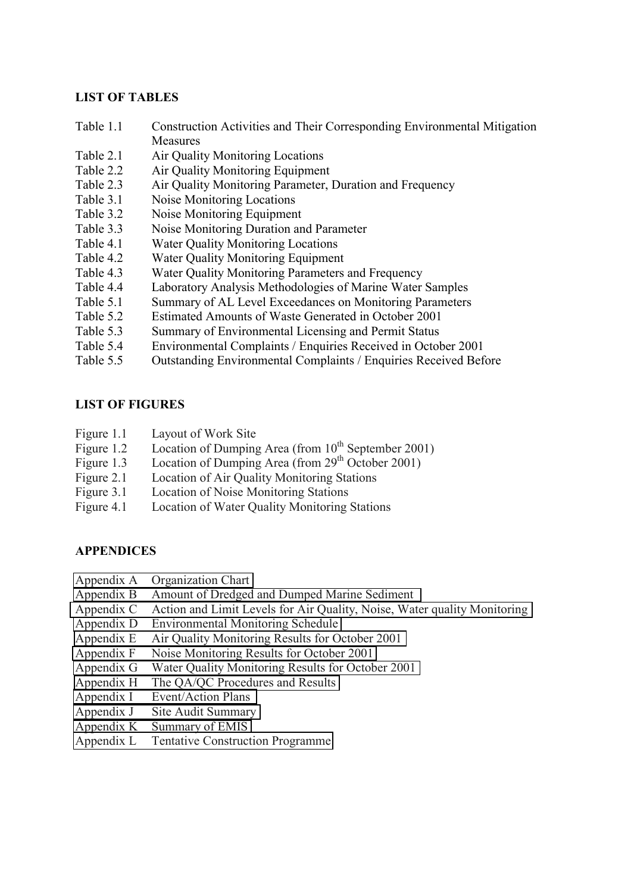**LIST OF TABLES**

| | |
|---|---|
| Table 1.1 | Construction Activities and Their Corresponding Environmental Mitigation Measures |
| Table 2.1 | Air Quality Monitoring Locations |
| Table 2.2 | Air Quality Monitoring Equipment |
| Table 2.3 | Air Quality Monitoring Parameter, Duration and Frequency |
| Table 3.1 | Noise Monitoring Locations |
| Table 3.2 | Noise Monitoring Equipment |
| Table 3.3 | Noise Monitoring Duration and Parameter |
| Table 4.1 | Water Quality Monitoring Locations |
| Table 4.2 | Water Quality Monitoring Equipment |
| Table 4.3 | Water Quality Monitoring Parameters and Frequency |
| Table 4.4 | Laboratory Analysis Methodologies of Marine Water Samples |
| Table 5.1 | Summary of AL Level Exceedances on Monitoring Parameters |
| Table 5.2 | Estimated Amounts of Waste Generated in October 2001 |
| Table 5.3 | Summary of Environmental Licensing and Permit Status |
| Table 5.4 | Environmental Complaints / Enquiries Received in October 2001 |
| Table 5.5 | Outstanding Environmental Complaints / Enquiries Received Before |

**LIST OF FIGURES**

| | |
|---|---|
| Figure 1.1 | Layout of Work Site |
| Figure 1.2 | Location of Dumping Area (from 10th September 2001) |
| Figure 1.3 | Location of Dumping Area (from 29th October 2001) |
| Figure 2.1 | Location of Air Quality Monitoring Stations |
| Figure 3.1 | Location of Noise Monitoring Stations |
| Figure 4.1 | Location of Water Quality Monitoring Stations |

**APPENDICES**

| | |
|---|---|
| Appendix A | Organization Chart |
| Appendix B | Amount of Dredged and Dumped Marine Sediment |
| Appendix C | Action and Limit Levels for Air Quality, Noise, Water quality Monitoring |
| Appendix D | Environmental Monitoring Schedule |
| Appendix E | Air Quality Monitoring Results for October 2001 |
| Appendix F | Noise Monitoring Results for October 2001 |
| Appendix G | Water Quality Monitoring Results for October 2001 |
| Appendix H | The QA/QC Procedures and Results |
| Appendix I | Event/Action Plans |
| Appendix J | Site Audit Summary |
| Appendix K | Summary of EMIS |
| Appendix L | Tentative Construction Programme |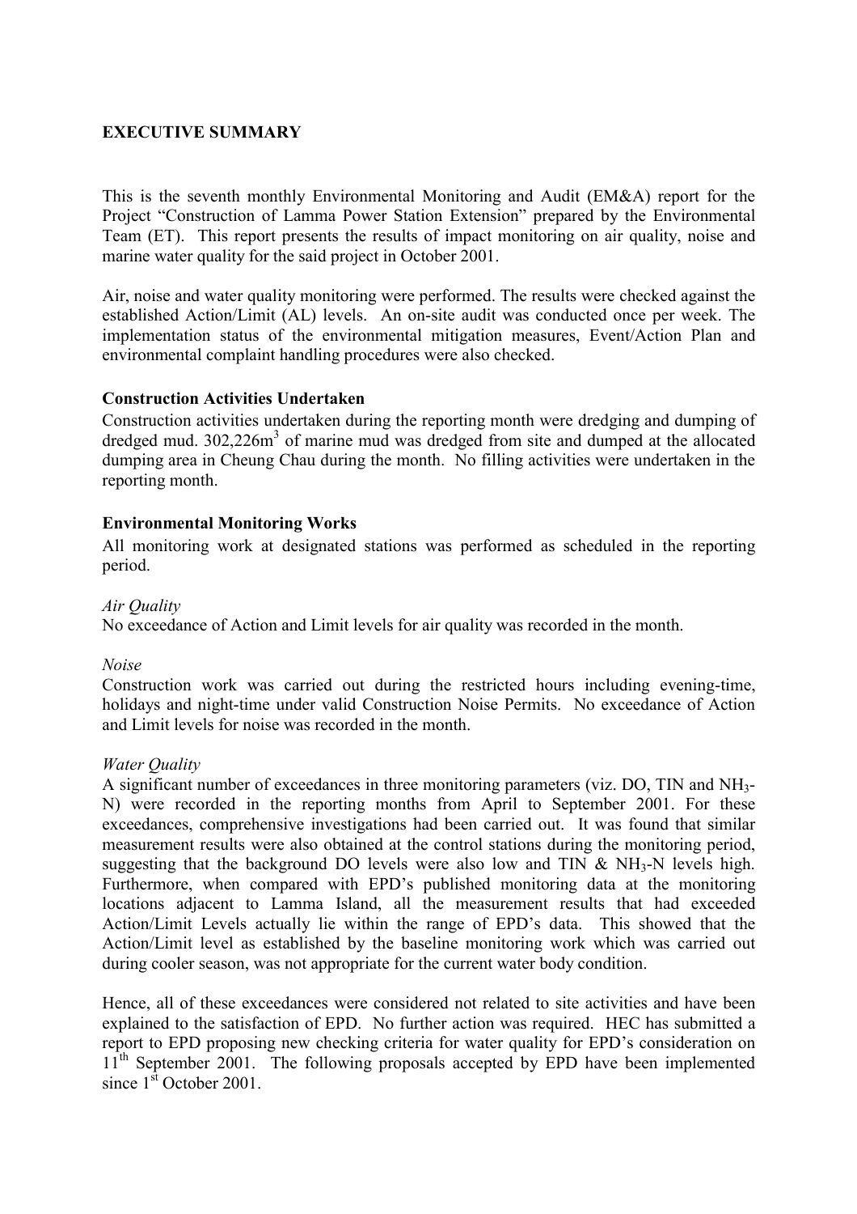## EXECUTIVE SUMMARY

This is the seventh monthly Environmental Monitoring and Audit (EM&A) report for the Project "Construction of Lamma Power Station Extension" prepared by the Environmental Team (ET). This report presents the results of impact monitoring on air quality, noise and marine water quality for the said project in October 2001.

Air, noise and water quality monitoring were performed. The results were checked against the established Action/Limit (AL) levels. An on-site audit was conducted once per week. The implementation status of the environmental mitigation measures, Event/Action Plan and environmental complaint handling procedures were also checked.

### Construction Activities Undertaken

Construction activities undertaken during the reporting month were dredging and dumping of dredged mud. 302,226m$^3$ of marine mud was dredged from site and dumped at the allocated dumping area in Cheung Chau during the month. No filling activities were undertaken in the reporting month.

### Environmental Monitoring Works

All monitoring work at designated stations was performed as scheduled in the reporting period.

*Air Quality*

No exceedance of Action and Limit levels for air quality was recorded in the month.

*Noise*

Construction work was carried out during the restricted hours including evening-time, holidays and night-time under valid Construction Noise Permits. No exceedance of Action and Limit levels for noise was recorded in the month.

*Water Quality*

A significant number of exceedances in three monitoring parameters (viz. DO, TIN and $NH_3$-N) were recorded in the reporting months from April to September 2001. For these exceedances, comprehensive investigations had been carried out. It was found that similar measurement results were also obtained at the control stations during the monitoring period, suggesting that the background DO levels were also low and TIN & $NH_3$-N levels high. Furthermore, when compared with EPD's published monitoring data at the monitoring locations adjacent to Lamma Island, all the measurement results that had exceeded Action/Limit Levels actually lie within the range of EPD's data. This showed that the Action/Limit level as established by the baseline monitoring work which was carried out during cooler season, was not appropriate for the current water body condition.

Hence, all of these exceedances were considered not related to site activities and have been explained to the satisfaction of EPD. No further action was required. HEC has submitted a report to EPD proposing new checking criteria for water quality for EPD's consideration on 11$^{th}$ September 2001. The following proposals accepted by EPD have been implemented since 1$^{st}$ October 2001.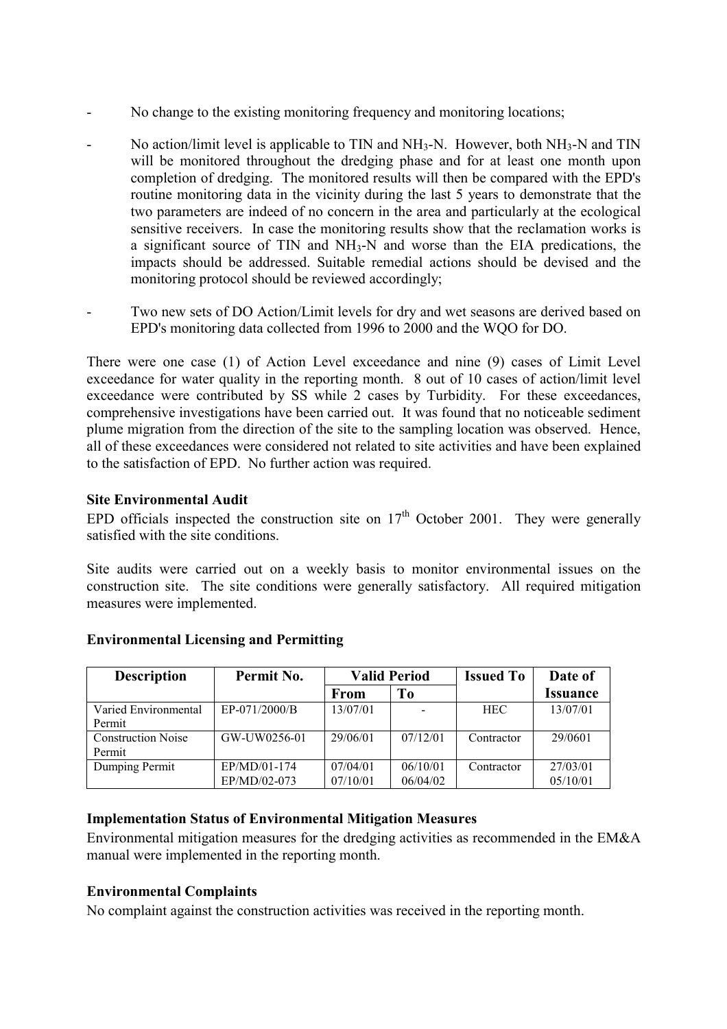- No change to the existing monitoring frequency and monitoring locations;

- No action/limit level is applicable to TIN and $NH_3$-N. However, both $NH_3$-N and TIN will be monitored throughout the dredging phase and for at least one month upon completion of dredging. The monitored results will then be compared with the EPD's routine monitoring data in the vicinity during the last 5 years to demonstrate that the two parameters are indeed of no concern in the area and particularly at the ecological sensitive receivers. In case the monitoring results show that the reclamation works is a significant source of TIN and $NH_3$-N and worse than the EIA predications, the impacts should be addressed. Suitable remedial actions should be devised and the monitoring protocol should be reviewed accordingly;

- Two new sets of DO Action/Limit levels for dry and wet seasons are derived based on EPD's monitoring data collected from 1996 to 2000 and the WQO for DO.

There were one case (1) of Action Level exceedance and nine (9) cases of Limit Level exceedance for water quality in the reporting month. 8 out of 10 cases of action/limit level exceedance were contributed by SS while 2 cases by Turbidity. For these exceedances, comprehensive investigations have been carried out. It was found that no noticeable sediment plume migration from the direction of the site to the sampling location was observed. Hence, all of these exceedances were considered not related to site activities and have been explained to the satisfaction of EPD. No further action was required.

**Site Environmental Audit**

EPD officials inspected the construction site on 17th October 2001. They were generally satisfied with the site conditions.

Site audits were carried out on a weekly basis to monitor environmental issues on the construction site. The site conditions were generally satisfactory. All required mitigation measures were implemented.

**Environmental Licensing and Permitting**

| Description | Permit No. | Valid Period | | Issued To | Date of Issuance |
|---|---|---|---|---|---|
| | | From | To | | |
| Varied Environmental Permit | EP-071/2000/B | 13/07/01 | - | HEC | 13/07/01 |
| Construction Noise Permit | GW-UW0256-01 | 29/06/01 | 07/12/01 | Contractor | 29/0601 |
| Dumping Permit | EP/MD/01-174<br>EP/MD/02-073 | 07/04/01<br>07/10/01 | 06/10/01<br>06/04/02 | Contractor | 27/03/01<br>05/10/01 |

**Implementation Status of Environmental Mitigation Measures**

Environmental mitigation measures for the dredging activities as recommended in the EM&A manual were implemented in the reporting month.

**Environmental Complaints**

No complaint against the construction activities was received in the reporting month.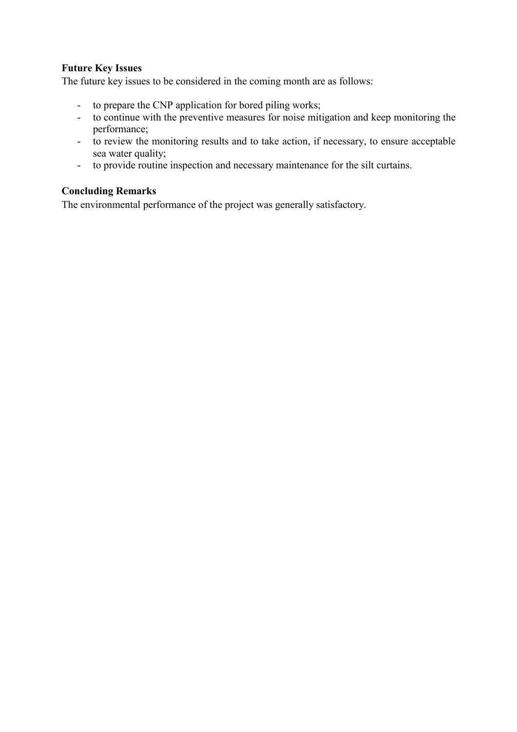**Future Key Issues**

The future key issues to be considered in the coming month are as follows:

- to prepare the CNP application for bored piling works;
- to continue with the preventive measures for noise mitigation and keep monitoring the performance;
- to review the monitoring results and to take action, if necessary, to ensure acceptable sea water quality;
- to provide routine inspection and necessary maintenance for the silt curtains.

**Concluding Remarks**

The environmental performance of the project was generally satisfactory.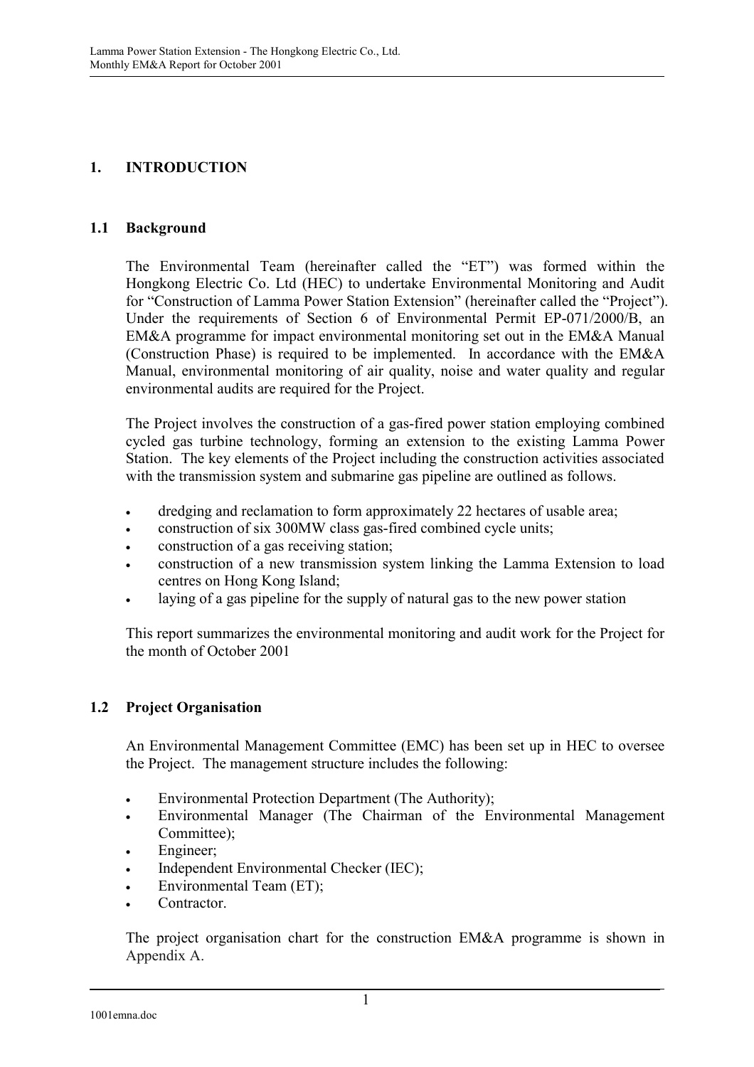# 1. INTRODUCTION

## 1.1 Background

The Environmental Team (hereinafter called the "ET") was formed within the Hongkong Electric Co. Ltd (HEC) to undertake Environmental Monitoring and Audit for "Construction of Lamma Power Station Extension" (hereinafter called the "Project"). Under the requirements of Section 6 of Environmental Permit EP-071/2000/B, an EM&A programme for impact environmental monitoring set out in the EM&A Manual (Construction Phase) is required to be implemented. In accordance with the EM&A Manual, environmental monitoring of air quality, noise and water quality and regular environmental audits are required for the Project.

The Project involves the construction of a gas-fired power station employing combined cycled gas turbine technology, forming an extension to the existing Lamma Power Station. The key elements of the Project including the construction activities associated with the transmission system and submarine gas pipeline are outlined as follows.

- dredging and reclamation to form approximately 22 hectares of usable area;
- construction of six 300MW class gas-fired combined cycle units;
- construction of a gas receiving station;
- construction of a new transmission system linking the Lamma Extension to load centres on Hong Kong Island;
- laying of a gas pipeline for the supply of natural gas to the new power station

This report summarizes the environmental monitoring and audit work for the Project for the month of October 2001

## 1.2 Project Organisation

An Environmental Management Committee (EMC) has been set up in HEC to oversee the Project. The management structure includes the following:

- Environmental Protection Department (The Authority);
- Environmental Manager (The Chairman of the Environmental Management Committee);
- Engineer;
- Independent Environmental Checker (IEC);
- Environmental Team (ET);
- Contractor.

The project organisation chart for the construction EM&A programme is shown in Appendix A.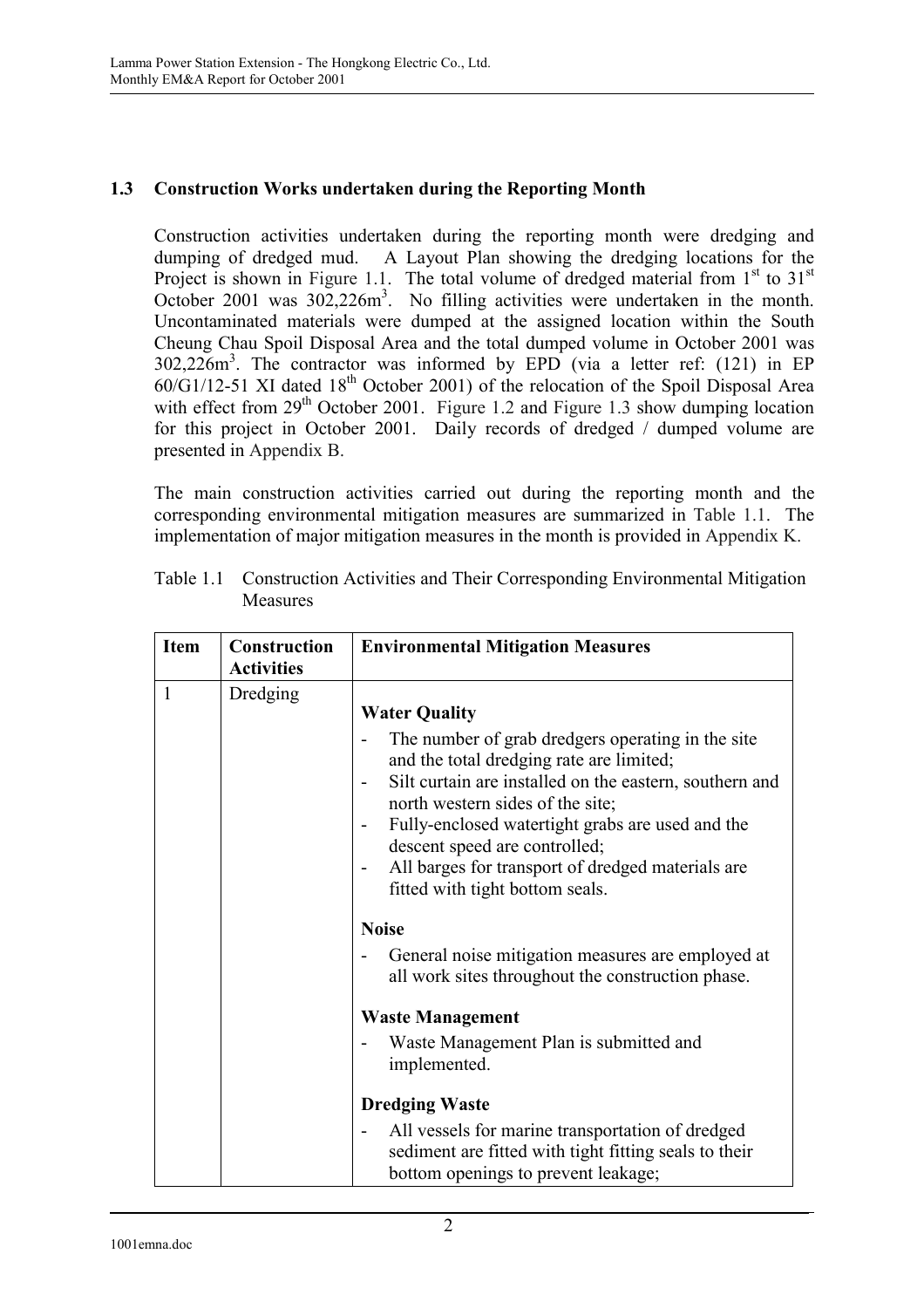### 1.3 Construction Works undertaken during the Reporting Month

Construction activities undertaken during the reporting month were dredging and dumping of dredged mud. A Layout Plan showing the dredging locations for the Project is shown in Figure 1.1. The total volume of dredged material from 1st to 31st October 2001 was 302,226m$^3$. No filling activities were undertaken in the month. Uncontaminated materials were dumped at the assigned location within the South Cheung Chau Spoil Disposal Area and the total dumped volume in October 2001 was 302,226m$^3$. The contractor was informed by EPD (via a letter ref: (121) in EP 60/G1/12-51 XI dated 18th October 2001) of the relocation of the Spoil Disposal Area with effect from 29th October 2001. Figure 1.2 and Figure 1.3 show dumping location for this project in October 2001. Daily records of dredged / dumped volume are presented in Appendix B.

The main construction activities carried out during the reporting month and the corresponding environmental mitigation measures are summarized in Table 1.1. The implementation of major mitigation measures in the month is provided in Appendix K.

Table 1.1 Construction Activities and Their Corresponding Environmental Mitigation Measures

| Item | Construction Activities | Environmental Mitigation Measures |
|---|---|---|
| 1 | Dredging | **Water Quality**<br>- The number of grab dredgers operating in the site and the total dredging rate are limited;<br>- Silt curtain are installed on the eastern, southern and north western sides of the site;<br>- Fully-enclosed watertight grabs are used and the descent speed are controlled;<br>- All barges for transport of dredged materials are fitted with tight bottom seals.<br><br>**Noise**<br>- General noise mitigation measures are employed at all work sites throughout the construction phase.<br><br>**Waste Management**<br>- Waste Management Plan is submitted and implemented.<br><br>**Dredging Waste**<br>- All vessels for marine transportation of dredged sediment are fitted with tight fitting seals to their bottom openings to prevent leakage; |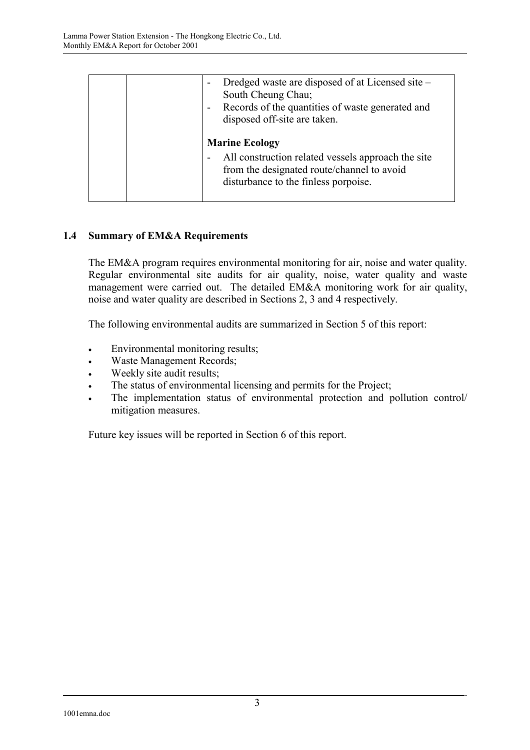| | | - Dredged waste are disposed of at Licensed site – South Cheung Chau;<br>- Records of the quantities of waste generated and disposed off-site are taken.<br><br>**Marine Ecology**<br>- All construction related vessels approach the site from the designated route/channel to avoid disturbance to the finless porpoise. |
|---|---|---|

## 1.4 Summary of EM&A Requirements

The EM&A program requires environmental monitoring for air, noise and water quality. Regular environmental site audits for air quality, noise, water quality and waste management were carried out. The detailed EM&A monitoring work for air quality, noise and water quality are described in Sections 2, 3 and 4 respectively.

The following environmental audits are summarized in Section 5 of this report:

- Environmental monitoring results;
- Waste Management Records;
- Weekly site audit results;
- The status of environmental licensing and permits for the Project;
- The implementation status of environmental protection and pollution control/ mitigation measures.

Future key issues will be reported in Section 6 of this report.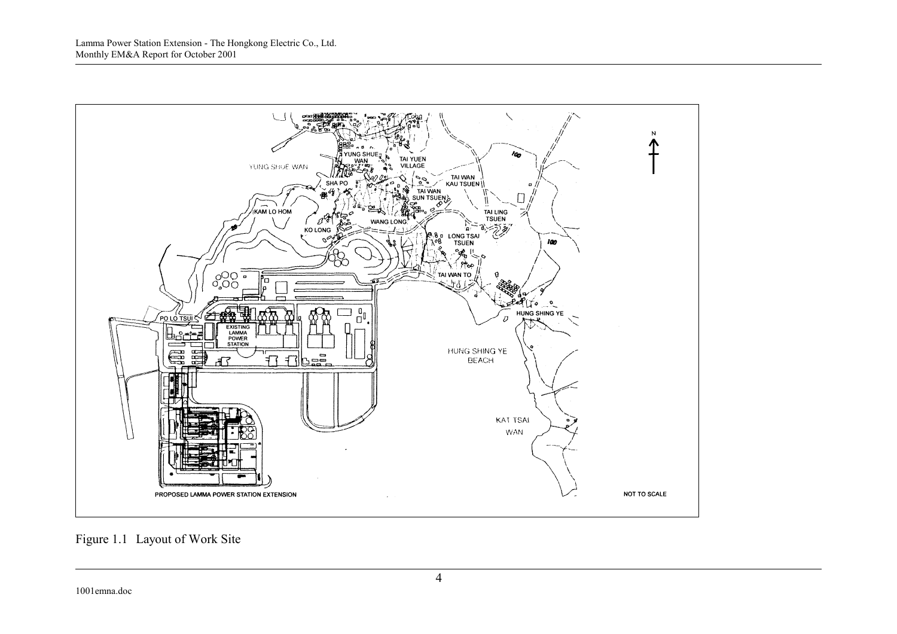Figure 1.1 Layout of Work Site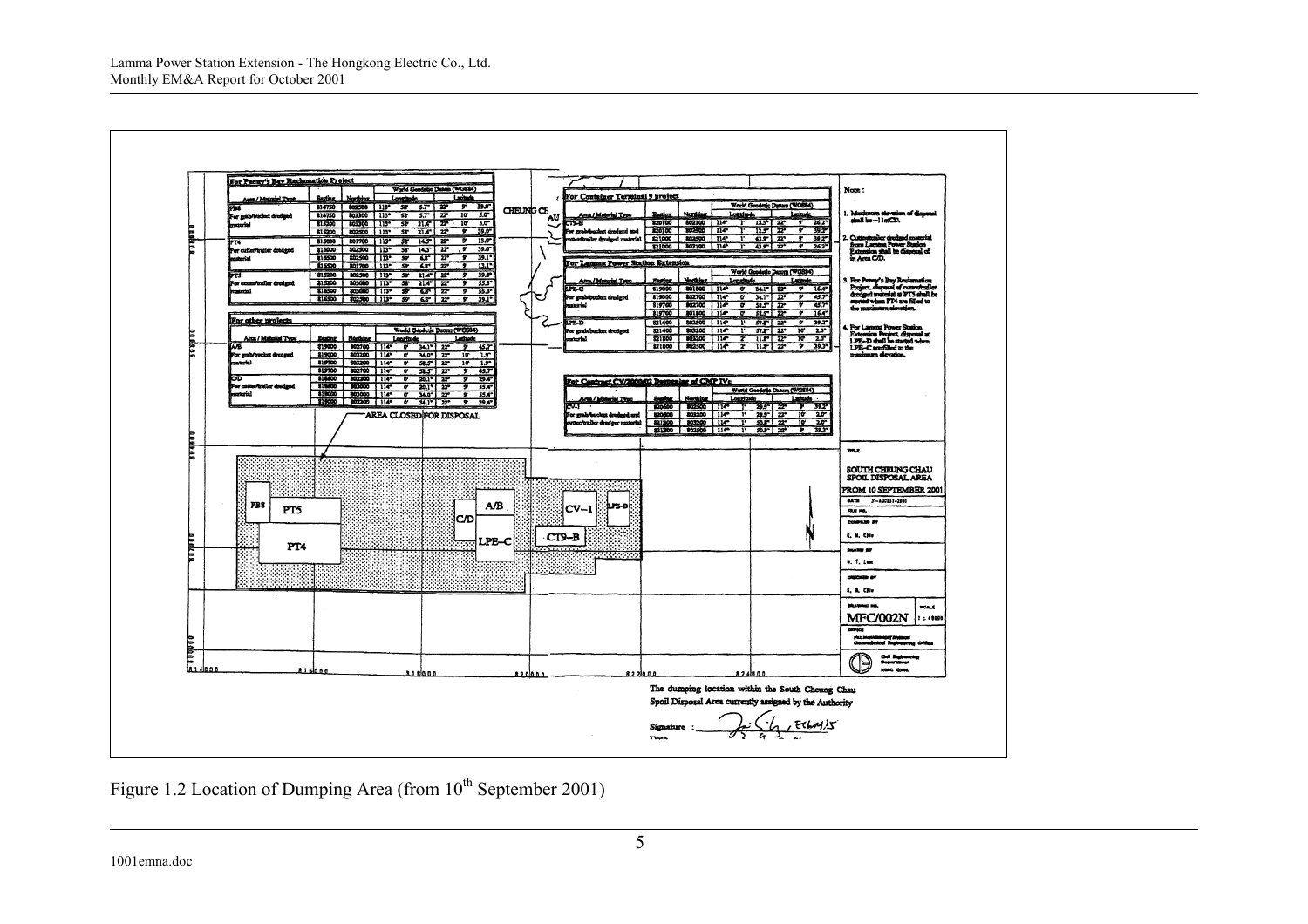**For Penny's Bay Reclamation Project**

| Area / Material Type | Easting | Northing | World Geodetic Datum (WGS84) Longitude | | | Latitude | | |
|---|---|---|---|---|---|---|---|---|
| PB8 | 814750 | 802500 | 113° | 58' | 5.7" | 22° | 9' | 39.0" |
| For grab/bucket dredged | 814750 | 803300 | 113° | 58' | 5.7" | 22° | 10' | 5.0" |
| material | 815500 | 803300 | 113° | 58' | 21.4" | 22° | 10' | 5.0" |
| | 815500 | 802500 | 113° | 58' | 21.4" | 22° | 9' | 39.0" |
| PT4 | 815000 | 801700 | 113° | 58' | 14.5" | 22° | 9' | 13.0" |
| For cutter/trailer dredged | 815000 | 802500 | 113° | 58' | 14.5" | 22° | 9' | 39.0" |
| material | 816500 | 802500 | 113° | 59' | 6.8" | 22° | 9' | 39.1" |
| | 816500 | 801700 | 113° | 59' | 6.8" | 22° | 9' | 13.1" |
| PT5 | 815200 | 802500 | 113° | 58' | 21.4" | 22° | 9' | 39.0" |
| For cutter/trailer dredged | 815200 | 803000 | 113° | 58' | 21.4" | 22° | 9' | 55.3" |
| material | 816500 | 803000 | 113° | 59' | 6.8" | 22° | 9' | 55.3" |
| | 816500 | 802500 | 113° | 59' | 6.5" | 22° | 9' | 39.1" |

**For other projects**

| Area / Material Type | Easting | Northing | World Geodetic Datum (WGS84) Longitude | | | Latitude | | |
|---|---|---|---|---|---|---|---|---|
| A/B | 819000 | 802700 | 114° | 0' | 34.1" | 22° | 9' | 45.7" |
| For grab/bucket dredged | 819000 | 803200 | 114° | 0' | 34.0" | 22° | 10' | 1.9" |
| material | 819700 | 803200 | 114° | 0' | 58.5" | 22° | 10' | 1.9" |
| | 819700 | 802700 | 114° | 0' | 58.5" | 22° | 9' | 45.7" |
| C/D | 818600 | 802200 | 114° | 0' | 20.1" | 22° | 9' | 29.4" |
| For cutter/trailer dredged | 818600 | 803000 | 114° | 0' | 20.1" | 22° | 9' | 55.4" |
| material | 819000 | 803000 | 114° | 0' | 34.0" | 22° | 9' | 55.4" |
| | 819000 | 802200 | 114° | 0' | 34.1" | 22° | 9' | 29.4" |

**For Container Terminal 9 project**

| Area / Material Type | Easting | Northing | World Geodetic Datum (WGS84) Longitude | | | Latitude | | |
|---|---|---|---|---|---|---|---|---|
| CT9-B | 820100 | 802100 | 114° | 1' | 12.5" | 22° | 9' | 26.2" |
| For grab/bucket dredged and | 820100 | 802500 | 114° | 1' | 12.5" | 22° | 9' | 39.2" |
| cutter/trailer dredged material | 821000 | 802500 | 114° | 1' | 43.9" | 22° | 9' | 39.2" |
| | 821000 | 802100 | 114° | 1' | 43.9" | 22° | 9' | 26.2" |

**For Lamma Power Station Extension**

| Area / Material Type | Easting | Northing | World Geodetic Datum (WGS84) Longitude | | | Latitude | | |
|---|---|---|---|---|---|---|---|---|
| LPE-C | 819000 | 801500 | 114° | 0' | 34.1" | 22° | 9' | 16.4" |
| For grab/bucket dredged | 819000 | 802700 | 114° | 0' | 34.1" | 22° | 9' | 45.7" |
| material | 819700 | 802700 | 114° | 0' | 58.5" | 22° | 9' | 45.7" |
| | 819700 | 801500 | 114° | 0' | 58.5" | 22° | 9' | 16.4" |
| LPE-D | 821400 | 802500 | 114° | 1' | 57.8" | 22° | 9' | 39.2" |
| For grab/bucket dredged | 821400 | 803200 | 114° | 1' | 57.8" | 22° | 10' | 2.0" |
| material | 821800 | 803200 | 114° | 2' | 11.8" | 22° | 10' | 2.0" |
| | 821800 | 802500 | 114° | 2' | 11.8" | 22° | 9' | 39.3" |

**For Contract CV/2000/02 Deepening of CMP IVs**

| Area / Material Type | Easting | Northing | World Geodetic Datum (WGS84) Longitude | | | Latitude | | |
|---|---|---|---|---|---|---|---|---|
| CV-1 | 820600 | 802500 | 114° | 1' | 29.9" | 22° | 9' | 39.2" |
| For grab/bucket dredged and | 820600 | 803200 | 114° | 1' | 29.9" | 22° | 10' | 2.0" |
| cutter/trailer dredger material | 821200 | 803200 | 114° | 1' | 50.8" | 22° | 10' | 2.0" |
| | 821200 | 802500 | 114° | 1' | 50.9" | 22° | 9' | 39.2" |

AREA CLOSED FOR DISPOSAL

CHEUNG CHAU

PB8 PT5 PT4 A/B C/D LPE-C CV-1 LPE-D CT9-B

Note :

1. Maximum elevation of disposal shall be –11mCD.
2. Cutter/trailer dredged material from Lamma Power Station Extension shall be disposal of in Area C/D.
3. For Penny's Bay Reclamation Project, disposal of cutter/trailer dredged material at PT5 shall be started when PT4 are filled to the maximum elevation.
4. For Lamma Power Station Extension Project, disposal at LPE-D shall be started when LPE-C are filled to the maximum elevation.

TITLE

SOUTH CHEUNG CHAU SPOIL DISPOSAL AREA

FROM 10 SEPTEMBER 2001

DATE 31-AUGUST-2001

FILE NO.

COMPILED BY K. H. Chiu

DRAWN BY W. T. Lam

CHECKED BY K. H. Chiu

DRAWING NO. MFC/002N SCALE 1 : 40000

OFFICE Fill Management Division Geotechnical Engineering Office

Civil Engineering Department Hong Kong

The dumping location within the South Cheung Chau Spoil Disposal Area currently assigned by the Authority

Signature :

Date :

Figure 1.2 Location of Dumping Area (from 10[th] September 2001)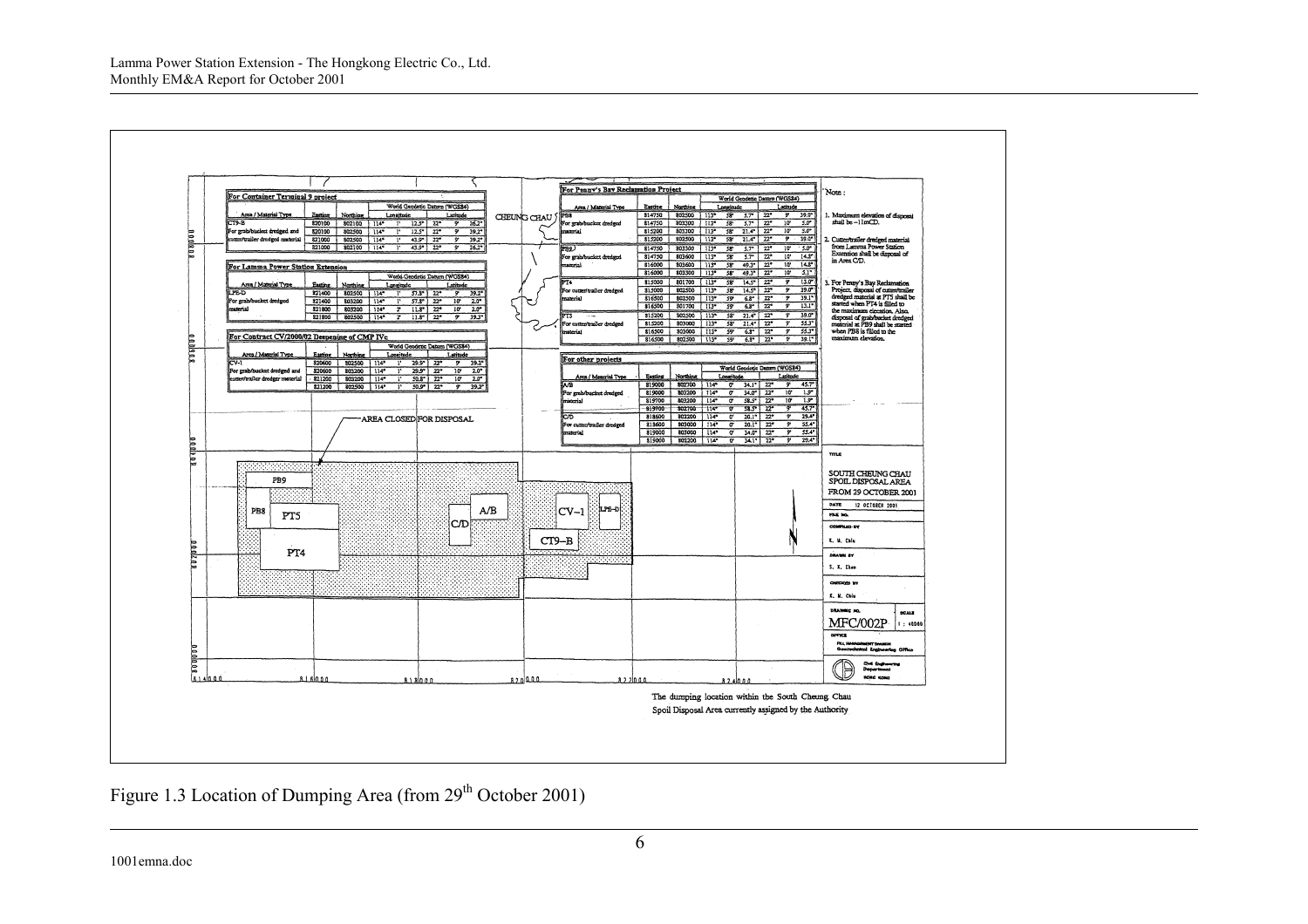## For Container Terminal 9 project

| Area / Material Type | Easting | Northing | World Geodetic Datum (WGS84) Longitude | | | Latitude | | |
|---|---|---|---|---|---|---|---|---|
| CT9-B | 820100 | 802100 | 114° | 1' | 12.5" | 22° | 9' | 26.2" |
| For grab/bucket dredged and | 820100 | 802500 | 114° | 1' | 12.5" | 22° | 9' | 39.2" |
| cutter/trailer dredged material | 821000 | 802500 | 114° | 1' | 43.9" | 22° | 9' | 39.2" |
| | 821000 | 802100 | 114° | 1' | 43.9" | 22° | 9' | 26.2" |

## For Lamma Power Station Extension

| Area / Material Type | Easting | Northing | World Geodetic Datum (WGS84) Longitude | | | Latitude | | |
|---|---|---|---|---|---|---|---|---|
| LPS-D | 821400 | 802500 | 114° | 1' | 57.8" | 22° | 9' | 39.2" |
| For grab/bucket dredged | 821400 | 803200 | 114° | 1' | 57.8" | 22° | 10' | 2.0" |
| material | 821800 | 803200 | 114° | 2' | 11.8" | 22° | 10' | 2.0" |
| | 821800 | 802500 | 114° | 2' | 11.8" | 22° | 9' | 39.3" |

## For Contract CV/2000/02 Deepening of CMP IVc

| Area / Material Type | Easting | Northing | World Geodetic Datum (WGS84) Longitude | | | Latitude | | |
|---|---|---|---|---|---|---|---|---|
| CV-1 | 820600 | 802500 | 114° | 1' | 29.9" | 22° | 9' | 39.2" |
| For grab/bucket dredged and | 820600 | 803200 | 114° | 1' | 29.9" | 22° | 10' | 2.0" |
| cutter/trailer dredger material | 821200 | 803200 | 114° | 1' | 50.8" | 22° | 10' | 2.0" |
| | 821200 | 802500 | 114° | 1' | 50.9" | 22° | 9' | 39.2" |

## For Penny's Bay Reclamation Project

| Area / Material Type | Easting | Northing | World Geodetic Datum (WGS84) Longitude | | | Latitude | | |
|---|---|---|---|---|---|---|---|---|
| PB8 | 814750 | 802500 | 113° | 58' | 5.7" | 22° | 9' | 39.0" |
| For grab/bucket dredged | 814750 | 803200 | 113° | 58' | 5.7" | 22° | 10' | 5.0" |
| material | 815200 | 803200 | 113° | 58' | 21.4" | 22° | 10' | 5.0" |
| | 815200 | 802500 | 113° | 58' | 21.4" | 22° | 9' | 39.0" |
| PB9 | 814750 | 803300 | 113° | 58' | 5.7" | 22° | 10' | 5.0" |
| For grab/bucket dredged | 814750 | 803600 | 113° | 58' | 5.7" | 22° | 10' | 14.8" |
| material | 816000 | 803600 | 113° | 58' | 49.3" | 22° | 10' | 14.8" |
| | 816000 | 803300 | 113° | 58' | 49.3" | 22° | 10' | 5.1" |
| PT4 | 815000 | 801700 | 113° | 58' | 14.5" | 22° | 9' | 13.0" |
| For cutter/trailer dredged | 815000 | 802500 | 113° | 58' | 14.5" | 22° | 9' | 39.0" |
| material | 816500 | 802500 | 113° | 59' | 6.8" | 22° | 9' | 39.1" |
| | 816500 | 801700 | 113° | 59' | 6.8" | 22° | 9' | 13.1" |
| PT5 | 815200 | 802500 | 113° | 58' | 21.4" | 22° | 9' | 39.0" |
| For cutter/trailer dredged | 815200 | 803000 | 113° | 58' | 21.4" | 22° | 9' | 55.3" |
| material | 816500 | 803000 | 113° | 59' | 6.8" | 22° | 9' | 55.3" |
| | 816500 | 802500 | 113° | 59' | 6.8" | 22° | 9' | 39.1" |

## For other projects

| Area / Material Type | Easting | Northing | World Geodetic Datum (WGS84) Longitude | | | Latitude | | |
|---|---|---|---|---|---|---|---|---|
| A/B | 819000 | 802700 | 114° | 0' | 34.1" | 22° | 9' | 45.7" |
| For grab/bucket dredged | 819000 | 803200 | 114° | 0' | 34.0" | 22° | 10' | 1.9" |
| material | 819700 | 803200 | 114° | 0' | 58.5" | 22° | 10' | 1.9" |
| | 819700 | 802700 | 114° | 0' | 58.5" | 22° | 9' | 45.7" |
| C/D | 818600 | 802200 | 114° | 0' | 20.1" | 22° | 9' | 29.4" |
| For cutter/trailer dredged | 818600 | 803000 | 114° | 0' | 20.1" | 22° | 9' | 55.4" |
| material | 819000 | 803000 | 114° | 0' | 34.0" | 22° | 9' | 55.4" |
| | 819000 | 802200 | 114° | 0' | 34.1" | 22° | 9' | 29.4" |

CHEUNG CHAU

AREA CLOSED FOR DISPOSAL

PB9, PB8, PT5, PT4, A/B, C/D, CV-1, LPS-D, CT9-B

Note :

1. Maximum elevation of disposal shall be –11mCD.
2. Cutter/trailer dredged material from Lamma Power Station Extension shall be disposal of in Area C/D.
3. For Penny's Bay Reclamation Project, disposal of cutter/trailer dredged material at PT5 shall be started when PT4 is filled to the maximum elevation. Also, disposal of grab/bucket dredged material at PB9 shall be started when PB8 is filled to the maximum elevation.

TITLE: SOUTH CHEUNG CHAU SPOIL DISPOSAL AREA FROM 29 OCTOBER 2001

DATE: 12 OCTOBER 2001

FILE NO.

COMPILED BY: K. W. Chiu

DRAWN BY: S. K. Chan

CHECKED BY: K. W. Chiu

DRAWING NO.: MFC/002P

SCALE: 1 : 40000

OFFICE: FILL MANAGEMENT DIVISION, Geotechnical Engineering Office, Civil Engineering Department, HONG KONG

The dumping location within the South Cheung Chau Spoil Disposal Area currently assigned by the Authority

Figure 1.3 Location of Dumping Area (from 29th October 2001)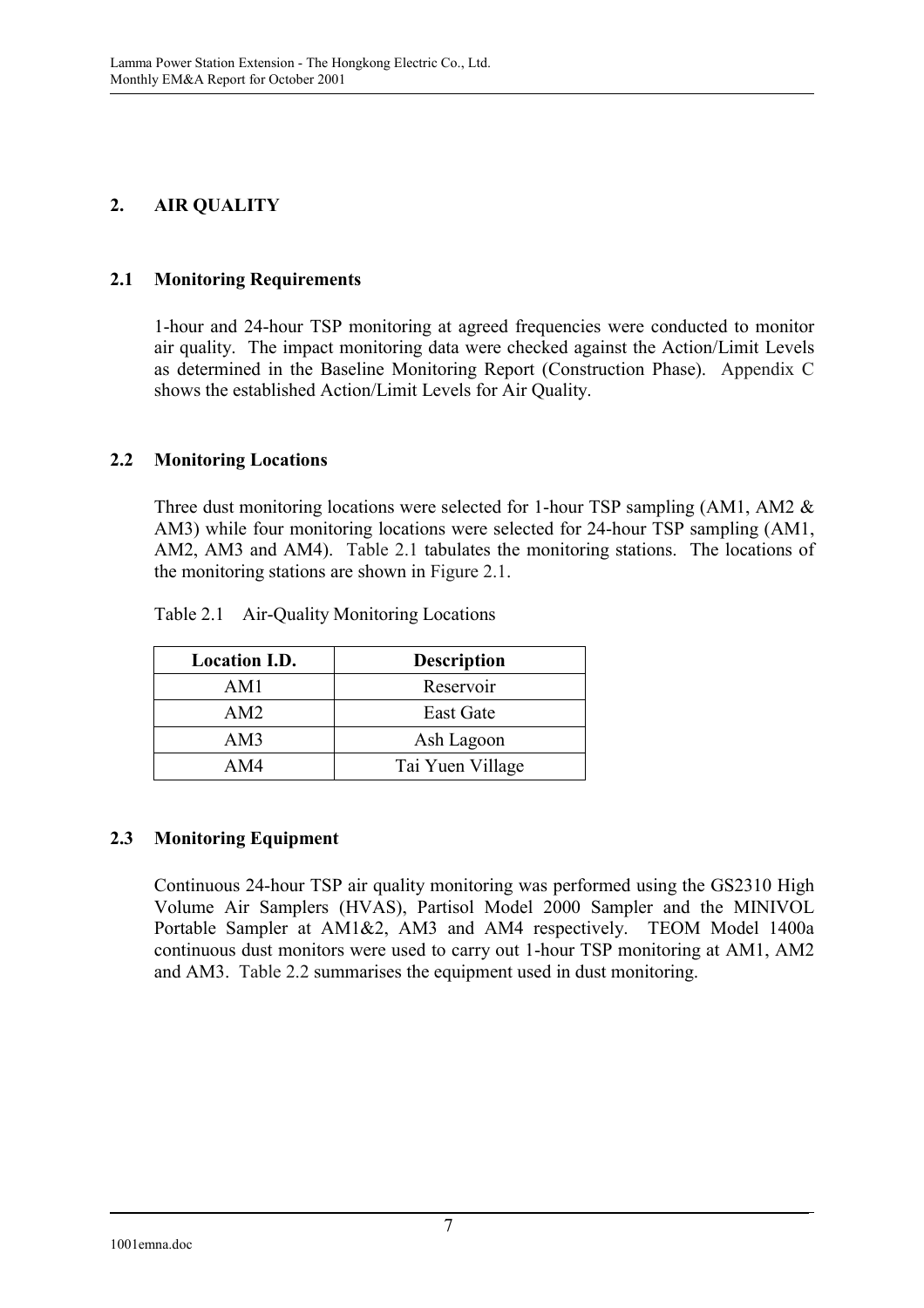## 2. AIR QUALITY

### 2.1 Monitoring Requirements

1-hour and 24-hour TSP monitoring at agreed frequencies were conducted to monitor air quality. The impact monitoring data were checked against the Action/Limit Levels as determined in the Baseline Monitoring Report (Construction Phase). Appendix C shows the established Action/Limit Levels for Air Quality.

### 2.2 Monitoring Locations

Three dust monitoring locations were selected for 1-hour TSP sampling (AM1, AM2 & AM3) while four monitoring locations were selected for 24-hour TSP sampling (AM1, AM2, AM3 and AM4). Table 2.1 tabulates the monitoring stations. The locations of the monitoring stations are shown in Figure 2.1.

Table 2.1 Air-Quality Monitoring Locations

| Location I.D. | Description |
|---|---|
| AM1 | Reservoir |
| AM2 | East Gate |
| AM3 | Ash Lagoon |
| AM4 | Tai Yuen Village |

### 2.3 Monitoring Equipment

Continuous 24-hour TSP air quality monitoring was performed using the GS2310 High Volume Air Samplers (HVAS), Partisol Model 2000 Sampler and the MINIVOL Portable Sampler at AM1&2, AM3 and AM4 respectively. TEOM Model 1400a continuous dust monitors were used to carry out 1-hour TSP monitoring at AM1, AM2 and AM3. Table 2.2 summarises the equipment used in dust monitoring.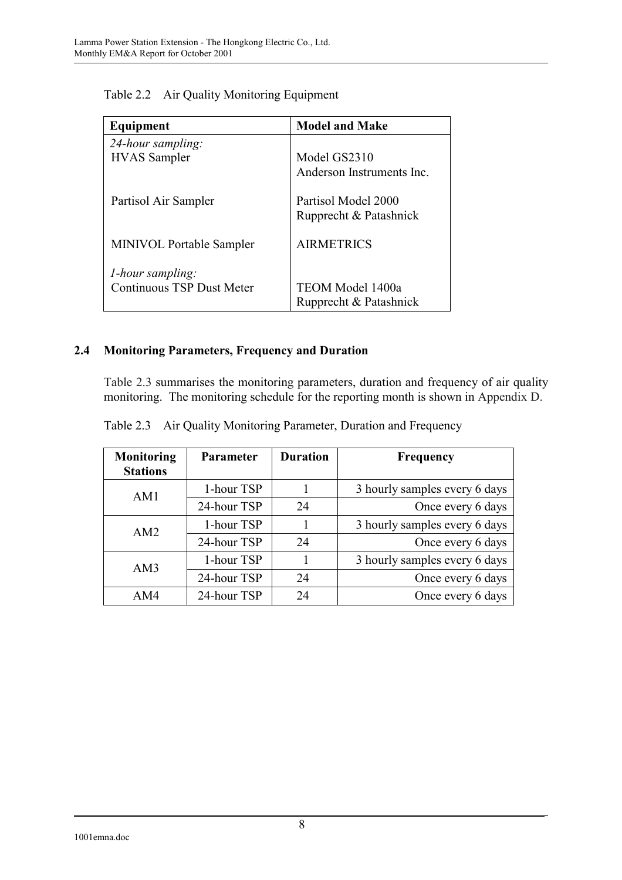Table 2.2 Air Quality Monitoring Equipment

| Equipment | Model and Make |
|---|---|
| *24-hour sampling:* | |
| HVAS Sampler | Model GS2310<br>Anderson Instruments Inc. |
| Partisol Air Sampler | Partisol Model 2000<br>Rupprecht & Patashnick |
| MINIVOL Portable Sampler | AIRMETRICS |
| *1-hour sampling:* | |
| Continuous TSP Dust Meter | TEOM Model 1400a<br>Rupprecht & Patashnick |

## 2.4 Monitoring Parameters, Frequency and Duration

Table 2.3 summarises the monitoring parameters, duration and frequency of air quality monitoring. The monitoring schedule for the reporting month is shown in Appendix D.

Table 2.3 Air Quality Monitoring Parameter, Duration and Frequency

| Monitoring Stations | Parameter | Duration | Frequency |
|---|---|---|---|
| AM1 | 1-hour TSP | 1 | 3 hourly samples every 6 days |
| | 24-hour TSP | 24 | Once every 6 days |
| AM2 | 1-hour TSP | 1 | 3 hourly samples every 6 days |
| | 24-hour TSP | 24 | Once every 6 days |
| AM3 | 1-hour TSP | 1 | 3 hourly samples every 6 days |
| | 24-hour TSP | 24 | Once every 6 days |
| AM4 | 24-hour TSP | 24 | Once every 6 days |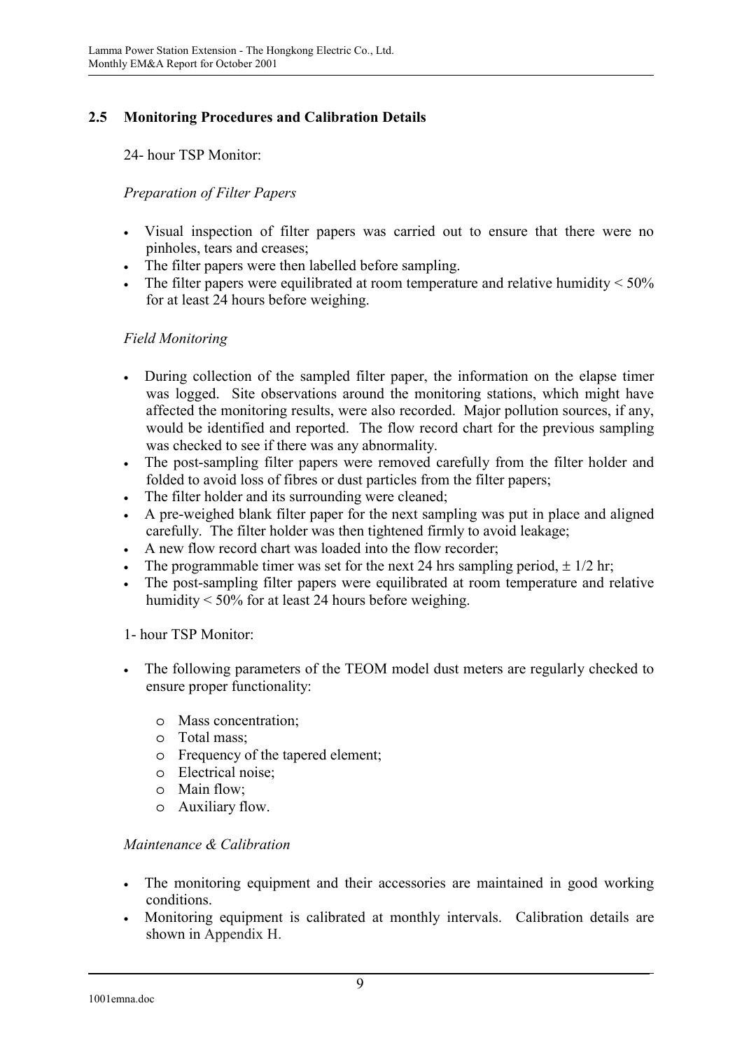## 2.5 Monitoring Procedures and Calibration Details

24- hour TSP Monitor:

*Preparation of Filter Papers*

- Visual inspection of filter papers was carried out to ensure that there were no pinholes, tears and creases;
- The filter papers were then labelled before sampling.
- The filter papers were equilibrated at room temperature and relative humidity < 50% for at least 24 hours before weighing.

*Field Monitoring*

- During collection of the sampled filter paper, the information on the elapse timer was logged. Site observations around the monitoring stations, which might have affected the monitoring results, were also recorded. Major pollution sources, if any, would be identified and reported. The flow record chart for the previous sampling was checked to see if there was any abnormality.
- The post-sampling filter papers were removed carefully from the filter holder and folded to avoid loss of fibres or dust particles from the filter papers;
- The filter holder and its surrounding were cleaned;
- A pre-weighed blank filter paper for the next sampling was put in place and aligned carefully. The filter holder was then tightened firmly to avoid leakage;
- A new flow record chart was loaded into the flow recorder;
- The programmable timer was set for the next 24 hrs sampling period, ± 1/2 hr;
- The post-sampling filter papers were equilibrated at room temperature and relative humidity < 50% for at least 24 hours before weighing.

1- hour TSP Monitor:

- The following parameters of the TEOM model dust meters are regularly checked to ensure proper functionality:
  - Mass concentration;
  - Total mass;
  - Frequency of the tapered element;
  - Electrical noise;
  - Main flow;
  - Auxiliary flow.

*Maintenance & Calibration*

- The monitoring equipment and their accessories are maintained in good working conditions.
- Monitoring equipment is calibrated at monthly intervals. Calibration details are shown in Appendix H.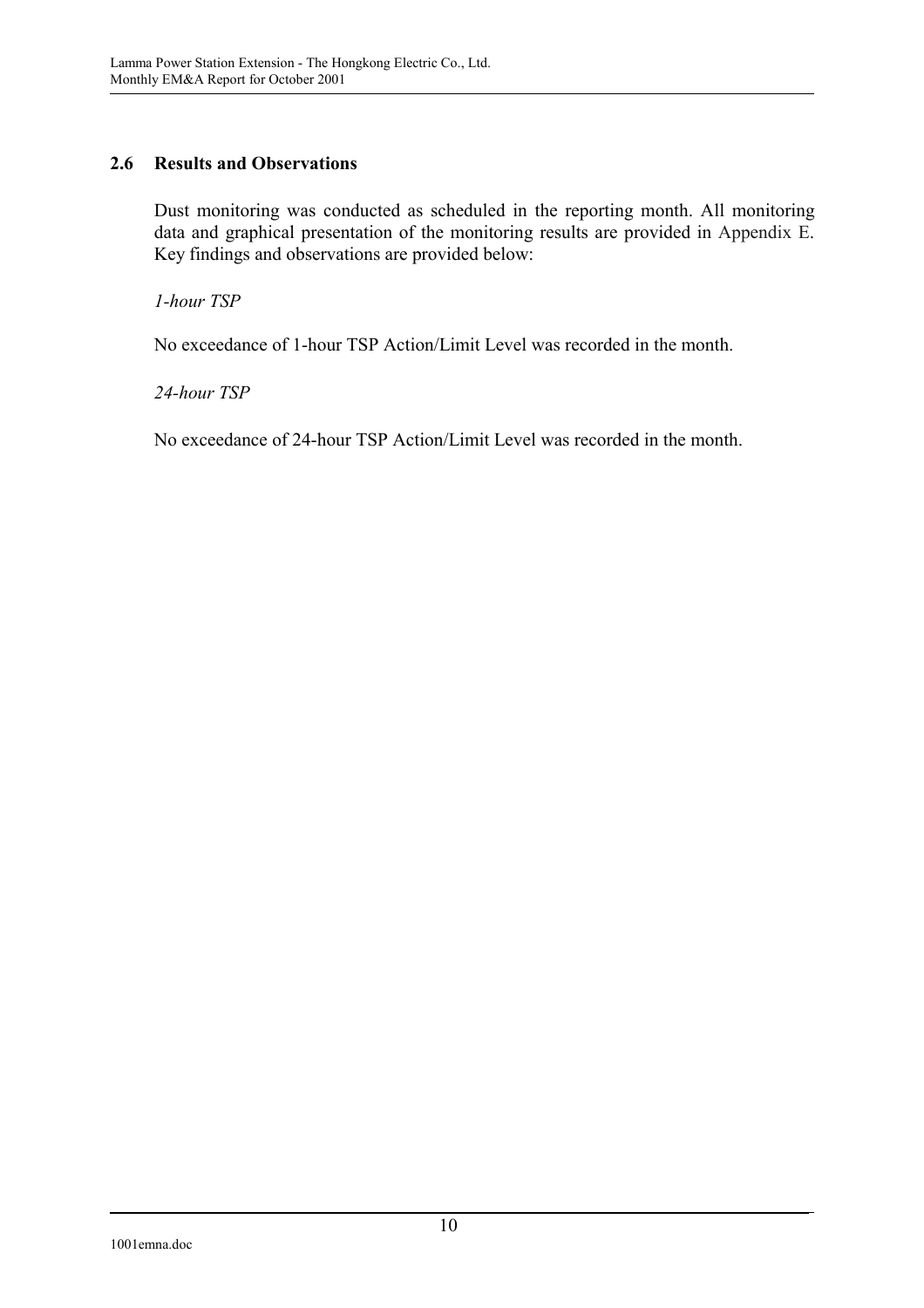## 2.6 Results and Observations

Dust monitoring was conducted as scheduled in the reporting month. All monitoring data and graphical presentation of the monitoring results are provided in Appendix E. Key findings and observations are provided below:

*1-hour TSP*

No exceedance of 1-hour TSP Action/Limit Level was recorded in the month.

*24-hour TSP*

No exceedance of 24-hour TSP Action/Limit Level was recorded in the month.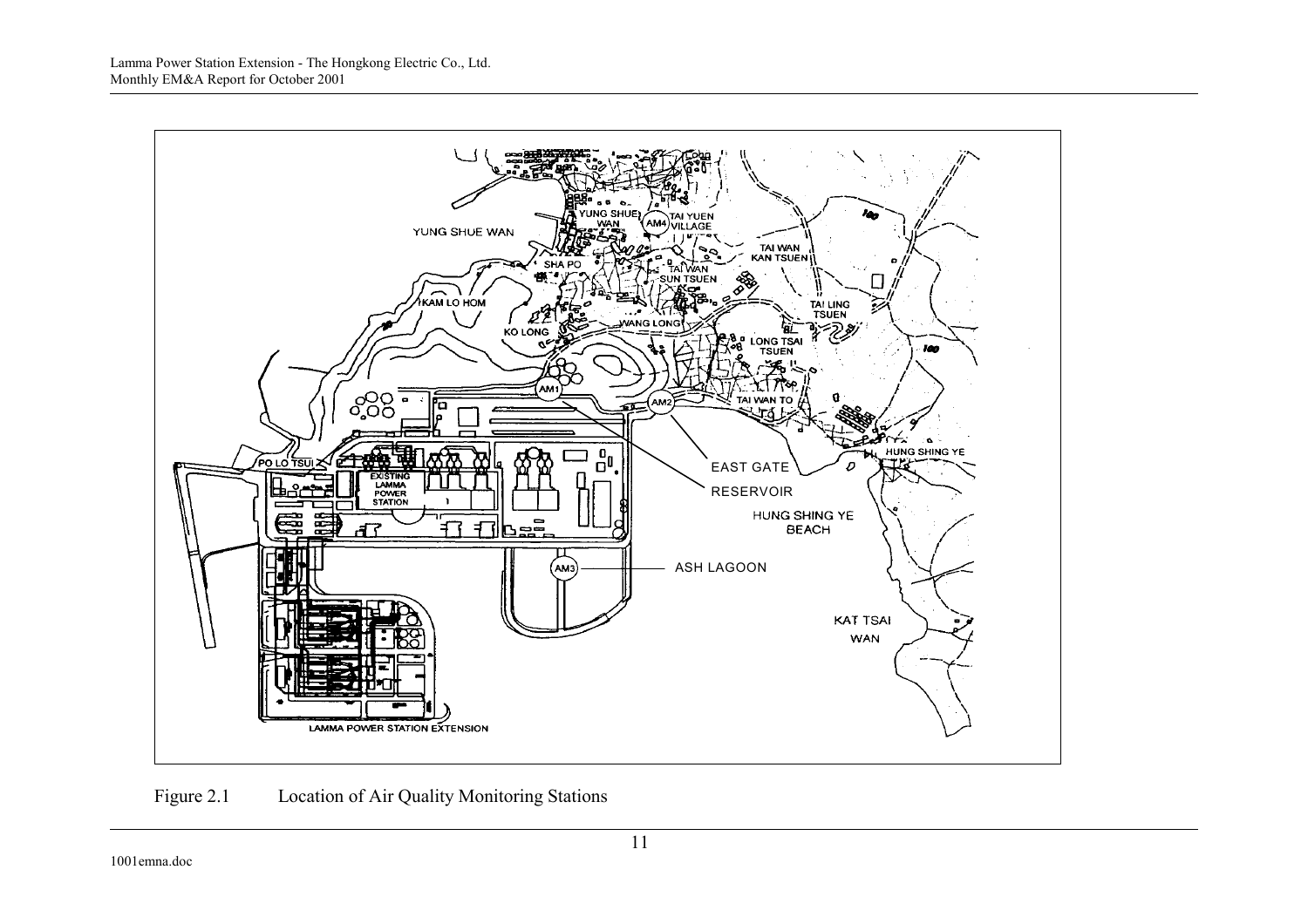Figure 2.1 Location of Air Quality Monitoring Stations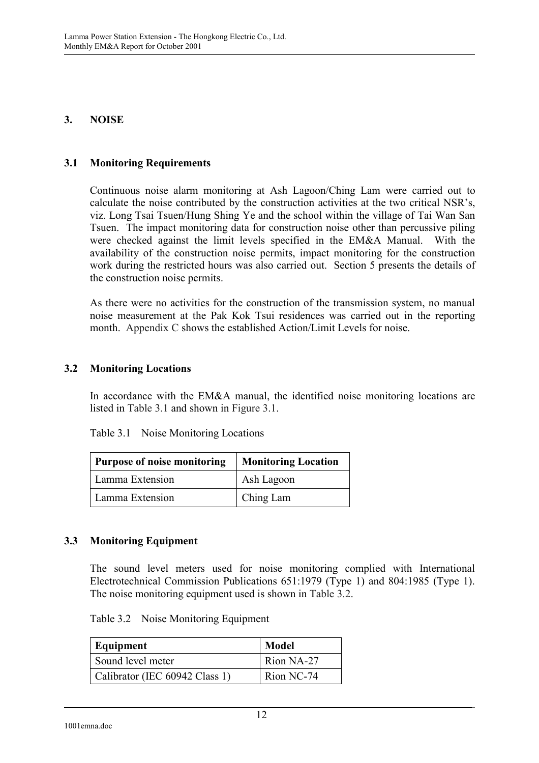## 3. NOISE

### 3.1 Monitoring Requirements

Continuous noise alarm monitoring at Ash Lagoon/Ching Lam were carried out to calculate the noise contributed by the construction activities at the two critical NSR's, viz. Long Tsai Tsuen/Hung Shing Ye and the school within the village of Tai Wan San Tsuen. The impact monitoring data for construction noise other than percussive piling were checked against the limit levels specified in the EM&A Manual. With the availability of the construction noise permits, impact monitoring for the construction work during the restricted hours was also carried out. Section 5 presents the details of the construction noise permits.

As there were no activities for the construction of the transmission system, no manual noise measurement at the Pak Kok Tsui residences was carried out in the reporting month. Appendix C shows the established Action/Limit Levels for noise.

### 3.2 Monitoring Locations

In accordance with the EM&A manual, the identified noise monitoring locations are listed in Table 3.1 and shown in Figure 3.1.

Table 3.1 Noise Monitoring Locations

| Purpose of noise monitoring | Monitoring Location |
|---|---|
| Lamma Extension | Ash Lagoon |
| Lamma Extension | Ching Lam |

### 3.3 Monitoring Equipment

The sound level meters used for noise monitoring complied with International Electrotechnical Commission Publications 651:1979 (Type 1) and 804:1985 (Type 1). The noise monitoring equipment used is shown in Table 3.2.

Table 3.2 Noise Monitoring Equipment

| Equipment | Model |
|---|---|
| Sound level meter | Rion NA-27 |
| Calibrator (IEC 60942 Class 1) | Rion NC-74 |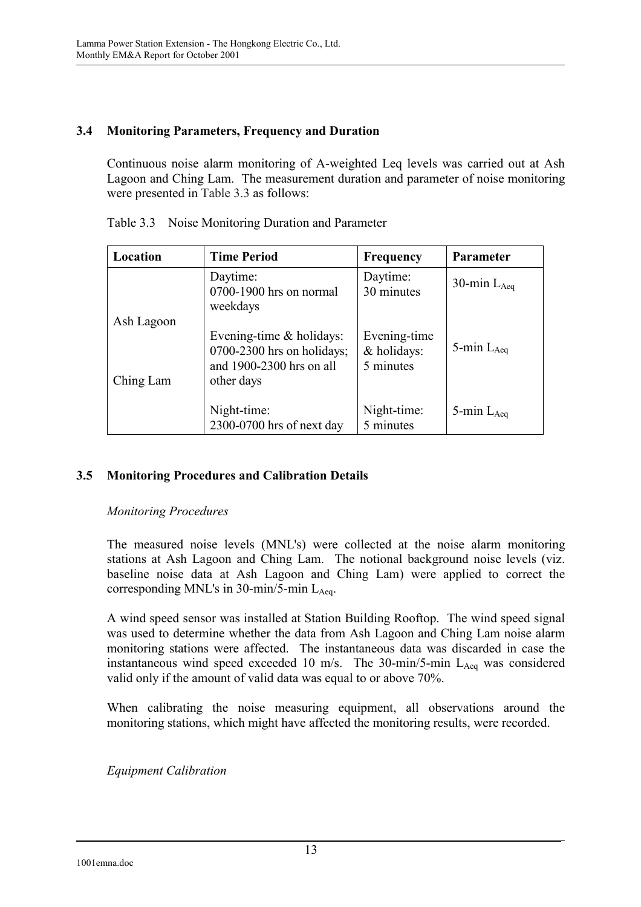### 3.4 Monitoring Parameters, Frequency and Duration

Continuous noise alarm monitoring of A-weighted Leq levels was carried out at Ash Lagoon and Ching Lam. The measurement duration and parameter of noise monitoring were presented in Table 3.3 as follows:

Table 3.3 Noise Monitoring Duration and Parameter

| Location | Time Period | Frequency | Parameter |
|---|---|---|---|
| Ash Lagoon<br><br>Ching Lam | Daytime:<br>0700-1900 hrs on normal weekdays | Daytime:<br>30 minutes | 30-min $L_{Aeq}$ |
| | Evening-time & holidays:<br>0700-2300 hrs on holidays; and 1900-2300 hrs on all other days | Evening-time & holidays:<br>5 minutes | 5-min $L_{Aeq}$ |
| | Night-time:<br>2300-0700 hrs of next day | Night-time:<br>5 minutes | 5-min $L_{Aeq}$ |

### 3.5 Monitoring Procedures and Calibration Details

*Monitoring Procedures*

The measured noise levels (MNL's) were collected at the noise alarm monitoring stations at Ash Lagoon and Ching Lam. The notional background noise levels (viz. baseline noise data at Ash Lagoon and Ching Lam) were applied to correct the corresponding MNL's in 30-min/5-min $L_{Aeq}$.

A wind speed sensor was installed at Station Building Rooftop. The wind speed signal was used to determine whether the data from Ash Lagoon and Ching Lam noise alarm monitoring stations were affected. The instantaneous data was discarded in case the instantaneous wind speed exceeded 10 m/s. The 30-min/5-min $L_{Aeq}$ was considered valid only if the amount of valid data was equal to or above 70%.

When calibrating the noise measuring equipment, all observations around the monitoring stations, which might have affected the monitoring results, were recorded.

*Equipment Calibration*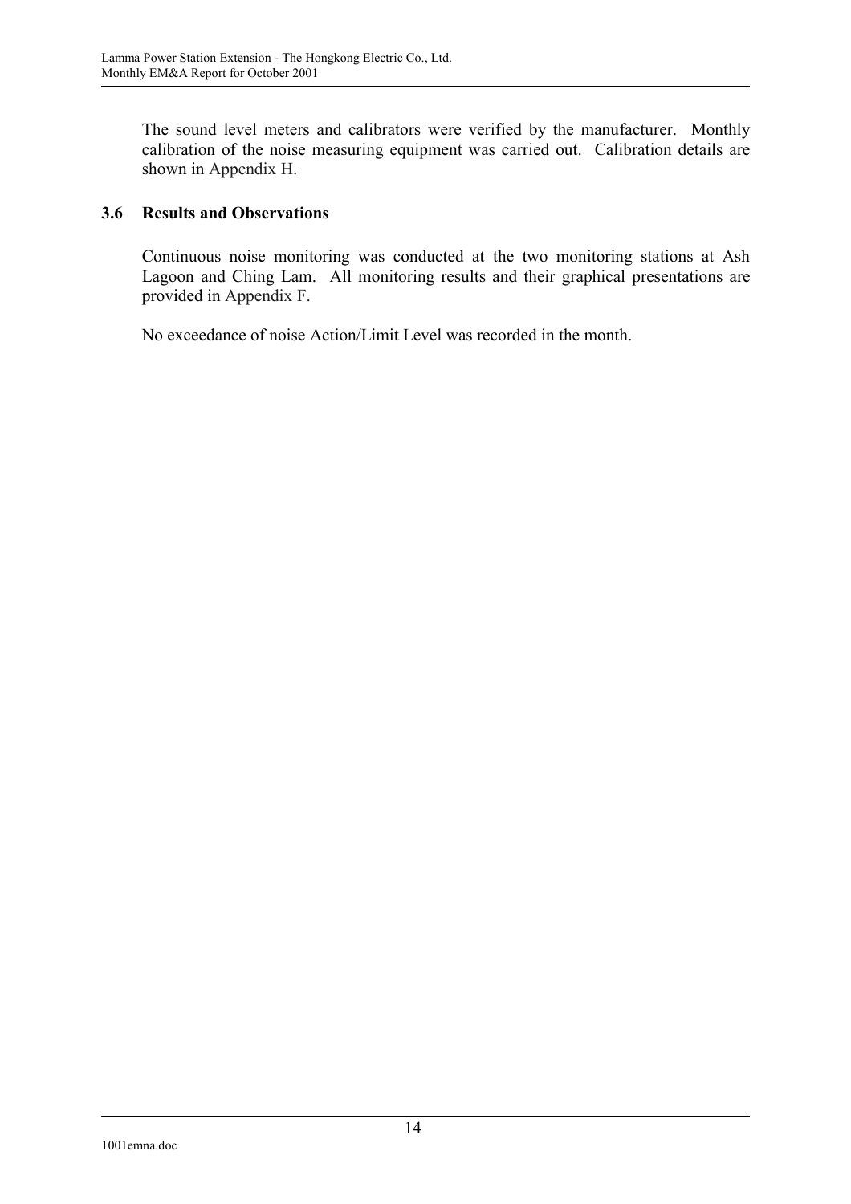The sound level meters and calibrators were verified by the manufacturer. Monthly calibration of the noise measuring equipment was carried out. Calibration details are shown in Appendix H.

### 3.6 Results and Observations

Continuous noise monitoring was conducted at the two monitoring stations at Ash Lagoon and Ching Lam. All monitoring results and their graphical presentations are provided in Appendix F.

No exceedance of noise Action/Limit Level was recorded in the month.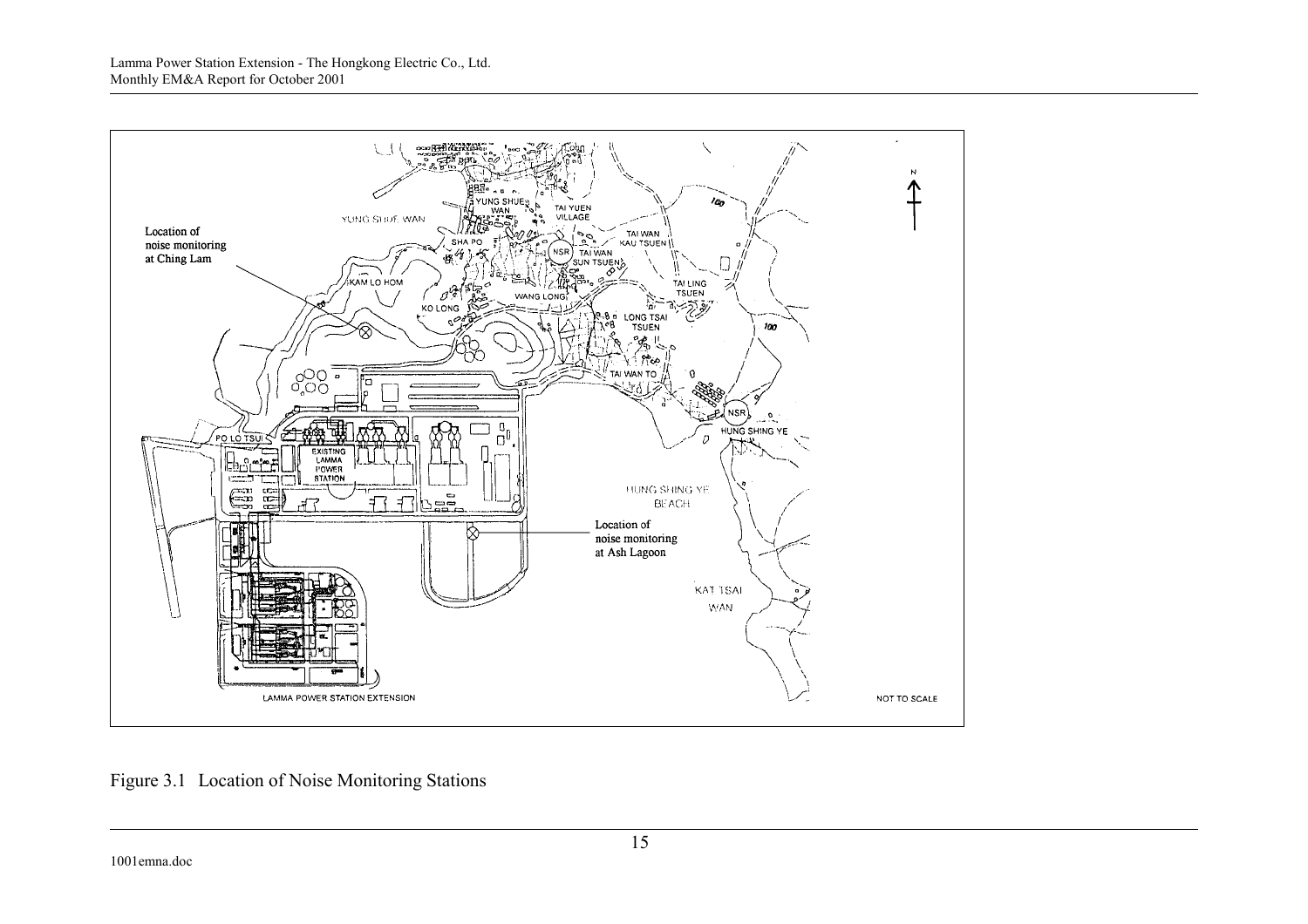Figure 3.1 Location of Noise Monitoring Stations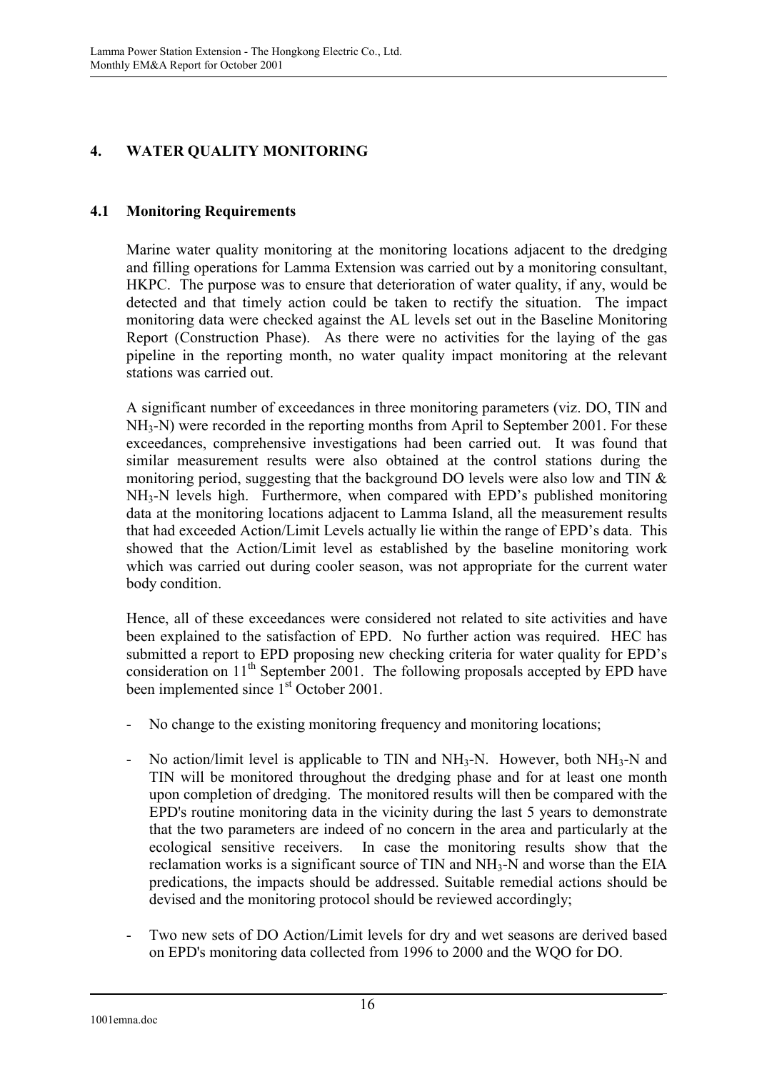## 4. WATER QUALITY MONITORING

### 4.1 Monitoring Requirements

Marine water quality monitoring at the monitoring locations adjacent to the dredging and filling operations for Lamma Extension was carried out by a monitoring consultant, HKPC. The purpose was to ensure that deterioration of water quality, if any, would be detected and that timely action could be taken to rectify the situation. The impact monitoring data were checked against the AL levels set out in the Baseline Monitoring Report (Construction Phase). As there were no activities for the laying of the gas pipeline in the reporting month, no water quality impact monitoring at the relevant stations was carried out.

A significant number of exceedances in three monitoring parameters (viz. DO, TIN and $NH_3$-N) were recorded in the reporting months from April to September 2001. For these exceedances, comprehensive investigations had been carried out. It was found that similar measurement results were also obtained at the control stations during the monitoring period, suggesting that the background DO levels were also low and TIN & $NH_3$-N levels high. Furthermore, when compared with EPD's published monitoring data at the monitoring locations adjacent to Lamma Island, all the measurement results that had exceeded Action/Limit Levels actually lie within the range of EPD's data. This showed that the Action/Limit level as established by the baseline monitoring work which was carried out during cooler season, was not appropriate for the current water body condition.

Hence, all of these exceedances were considered not related to site activities and have been explained to the satisfaction of EPD. No further action was required. HEC has submitted a report to EPD proposing new checking criteria for water quality for EPD's consideration on 11th September 2001. The following proposals accepted by EPD have been implemented since 1st October 2001.

- No change to the existing monitoring frequency and monitoring locations;
- No action/limit level is applicable to TIN and $NH_3$-N. However, both $NH_3$-N and TIN will be monitored throughout the dredging phase and for at least one month upon completion of dredging. The monitored results will then be compared with the EPD's routine monitoring data in the vicinity during the last 5 years to demonstrate that the two parameters are indeed of no concern in the area and particularly at the ecological sensitive receivers. In case the monitoring results show that the reclamation works is a significant source of TIN and $NH_3$-N and worse than the EIA predications, the impacts should be addressed. Suitable remedial actions should be devised and the monitoring protocol should be reviewed accordingly;
- Two new sets of DO Action/Limit levels for dry and wet seasons are derived based on EPD's monitoring data collected from 1996 to 2000 and the WQO for DO.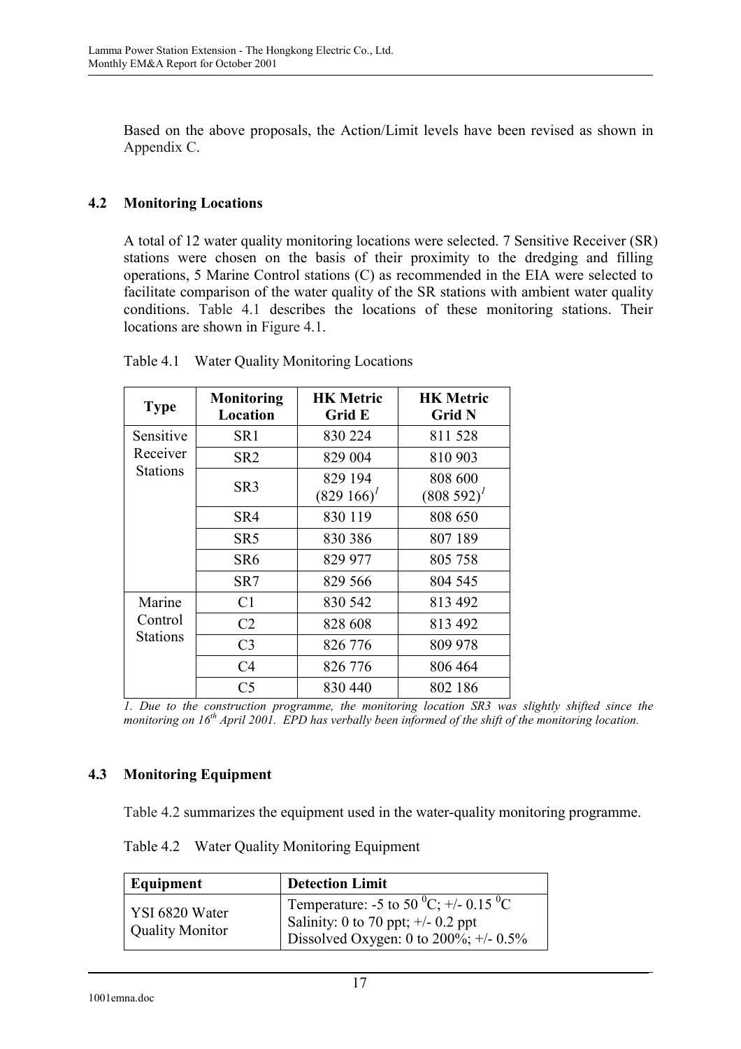Based on the above proposals, the Action/Limit levels have been revised as shown in Appendix C.

### 4.2 Monitoring Locations

A total of 12 water quality monitoring locations were selected. 7 Sensitive Receiver (SR) stations were chosen on the basis of their proximity to the dredging and filling operations, 5 Marine Control stations (C) as recommended in the EIA were selected to facilitate comparison of the water quality of the SR stations with ambient water quality conditions. Table 4.1 describes the locations of these monitoring stations. Their locations are shown in Figure 4.1.

Table 4.1 Water Quality Monitoring Locations

| Type | Monitoring Location | HK Metric Grid E | HK Metric Grid N |
|---|---|---|---|
| Sensitive Receiver Stations | SR1 | 830 224 | 811 528 |
| | SR2 | 829 004 | 810 903 |
| | SR3 | 829 194 (829 166)[1] | 808 600 (808 592)[1] |
| | SR4 | 830 119 | 808 650 |
| | SR5 | 830 386 | 807 189 |
| | SR6 | 829 977 | 805 758 |
| | SR7 | 829 566 | 804 545 |
| Marine Control Stations | C1 | 830 542 | 813 492 |
| | C2 | 828 608 | 813 492 |
| | C3 | 826 776 | 809 978 |
| | C4 | 826 776 | 806 464 |
| | C5 | 830 440 | 802 186 |

*1. Due to the construction programme, the monitoring location SR3 was slightly shifted since the monitoring on 16th April 2001. EPD has verbally been informed of the shift of the monitoring location.*

### 4.3 Monitoring Equipment

Table 4.2 summarizes the equipment used in the water-quality monitoring programme.

Table 4.2 Water Quality Monitoring Equipment

| Equipment | Detection Limit |
|---|---|
| YSI 6820 Water Quality Monitor | Temperature: -5 to 50 $^0$C; +/- 0.15 $^0$C<br>Salinity: 0 to 70 ppt; +/- 0.2 ppt<br>Dissolved Oxygen: 0 to 200%; +/- 0.5% |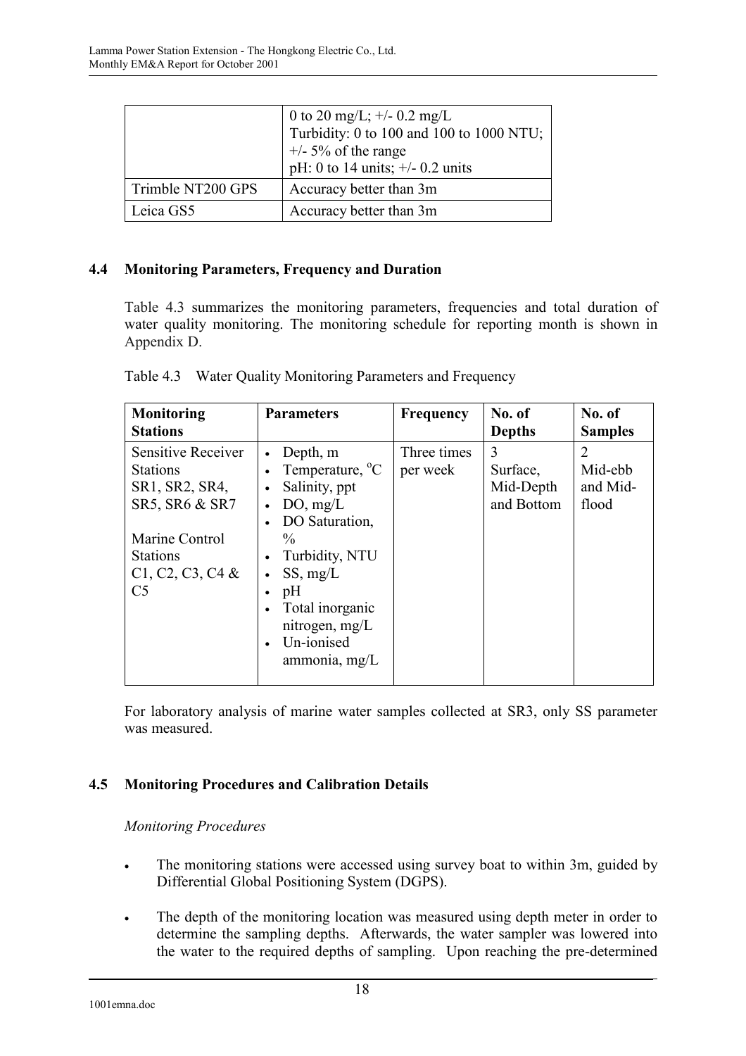| | |
|---|---|
| | 0 to 20 mg/L; +/- 0.2 mg/L<br>Turbidity: 0 to 100 and 100 to 1000 NTU; +/- 5% of the range<br>pH: 0 to 14 units; +/- 0.2 units |
| Trimble NT200 GPS | Accuracy better than 3m |
| Leica GS5 | Accuracy better than 3m |

## 4.4 Monitoring Parameters, Frequency and Duration

Table 4.3 summarizes the monitoring parameters, frequencies and total duration of water quality monitoring. The monitoring schedule for reporting month is shown in Appendix D.

Table 4.3 Water Quality Monitoring Parameters and Frequency

| Monitoring Stations | Parameters | Frequency | No. of Depths | No. of Samples |
|---|---|---|---|---|
| Sensitive Receiver Stations SR1, SR2, SR4, SR5, SR6 & SR7<br><br>Marine Control Stations C1, C2, C3, C4 & C5 | • Depth, m<br>• Temperature, $^{o}C$<br>• Salinity, ppt<br>• DO, mg/L<br>• DO Saturation, %<br>• Turbidity, NTU<br>• SS, mg/L<br>• pH<br>• Total inorganic nitrogen, mg/L<br>• Un-ionised ammonia, mg/L | Three times per week | 3<br>Surface, Mid-Depth and Bottom | 2<br>Mid-ebb and Mid-flood |

For laboratory analysis of marine water samples collected at SR3, only SS parameter was measured.

## 4.5 Monitoring Procedures and Calibration Details

*Monitoring Procedures*

- The monitoring stations were accessed using survey boat to within 3m, guided by Differential Global Positioning System (DGPS).
- The depth of the monitoring location was measured using depth meter in order to determine the sampling depths. Afterwards, the water sampler was lowered into the water to the required depths of sampling. Upon reaching the pre-determined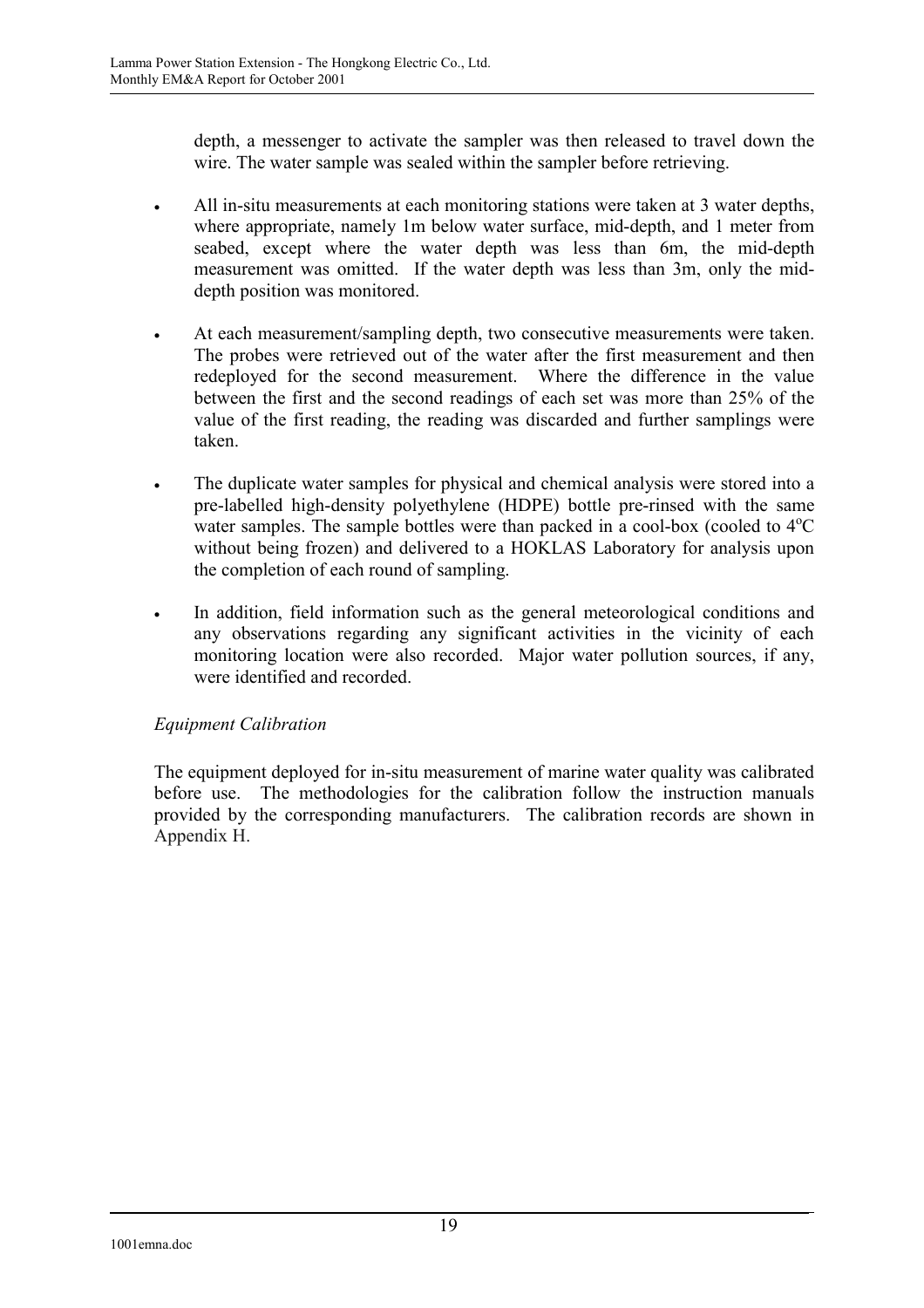depth, a messenger to activate the sampler was then released to travel down the wire. The water sample was sealed within the sampler before retrieving.

- All in-situ measurements at each monitoring stations were taken at 3 water depths, where appropriate, namely 1m below water surface, mid-depth, and 1 meter from seabed, except where the water depth was less than 6m, the mid-depth measurement was omitted. If the water depth was less than 3m, only the mid-depth position was monitored.

- At each measurement/sampling depth, two consecutive measurements were taken. The probes were retrieved out of the water after the first measurement and then redeployed for the second measurement. Where the difference in the value between the first and the second readings of each set was more than 25% of the value of the first reading, the reading was discarded and further samplings were taken.

- The duplicate water samples for physical and chemical analysis were stored into a pre-labelled high-density polyethylene (HDPE) bottle pre-rinsed with the same water samples. The sample bottles were than packed in a cool-box (cooled to $4^{o}C$ without being frozen) and delivered to a HOKLAS Laboratory for analysis upon the completion of each round of sampling.

- In addition, field information such as the general meteorological conditions and any observations regarding any significant activities in the vicinity of each monitoring location were also recorded. Major water pollution sources, if any, were identified and recorded.

*Equipment Calibration*

The equipment deployed for in-situ measurement of marine water quality was calibrated before use. The methodologies for the calibration follow the instruction manuals provided by the corresponding manufacturers. The calibration records are shown in Appendix H.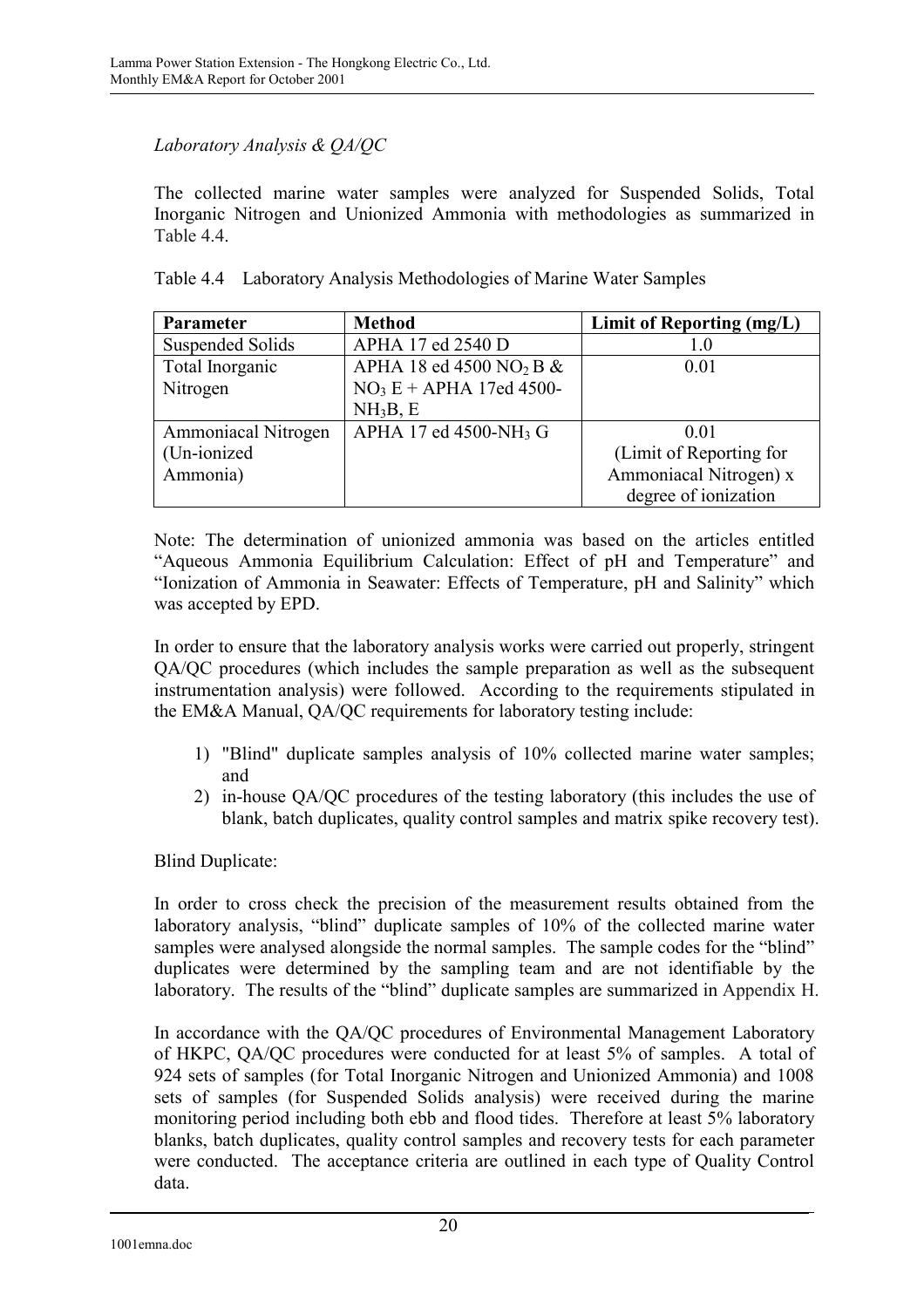*Laboratory Analysis & QA/QC*

The collected marine water samples were analyzed for Suspended Solids, Total Inorganic Nitrogen and Unionized Ammonia with methodologies as summarized in Table 4.4.

Table 4.4 Laboratory Analysis Methodologies of Marine Water Samples

| Parameter | Method | Limit of Reporting (mg/L) |
|---|---|---|
| Suspended Solids | APHA 17 ed 2540 D | 1.0 |
| Total Inorganic Nitrogen | APHA 18 ed 4500 $NO_2$ B & $NO_3$ E + APHA 17ed 4500-$NH_3$B, E | 0.01 |
| Ammoniacal Nitrogen (Un-ionized Ammonia) | APHA 17 ed 4500-$NH_3$ G | 0.01 (Limit of Reporting for Ammoniacal Nitrogen) x degree of ionization |

Note: The determination of unionized ammonia was based on the articles entitled "Aqueous Ammonia Equilibrium Calculation: Effect of pH and Temperature" and "Ionization of Ammonia in Seawater: Effects of Temperature, pH and Salinity" which was accepted by EPD.

In order to ensure that the laboratory analysis works were carried out properly, stringent QA/QC procedures (which includes the sample preparation as well as the subsequent instrumentation analysis) were followed. According to the requirements stipulated in the EM&A Manual, QA/QC requirements for laboratory testing include:

1) "Blind" duplicate samples analysis of 10% collected marine water samples; and
2) in-house QA/QC procedures of the testing laboratory (this includes the use of blank, batch duplicates, quality control samples and matrix spike recovery test).

Blind Duplicate:

In order to cross check the precision of the measurement results obtained from the laboratory analysis, "blind" duplicate samples of 10% of the collected marine water samples were analysed alongside the normal samples. The sample codes for the "blind" duplicates were determined by the sampling team and are not identifiable by the laboratory. The results of the "blind" duplicate samples are summarized in Appendix H.

In accordance with the QA/QC procedures of Environmental Management Laboratory of HKPC, QA/QC procedures were conducted for at least 5% of samples. A total of 924 sets of samples (for Total Inorganic Nitrogen and Unionized Ammonia) and 1008 sets of samples (for Suspended Solids analysis) were received during the marine monitoring period including both ebb and flood tides. Therefore at least 5% laboratory blanks, batch duplicates, quality control samples and recovery tests for each parameter were conducted. The acceptance criteria are outlined in each type of Quality Control data.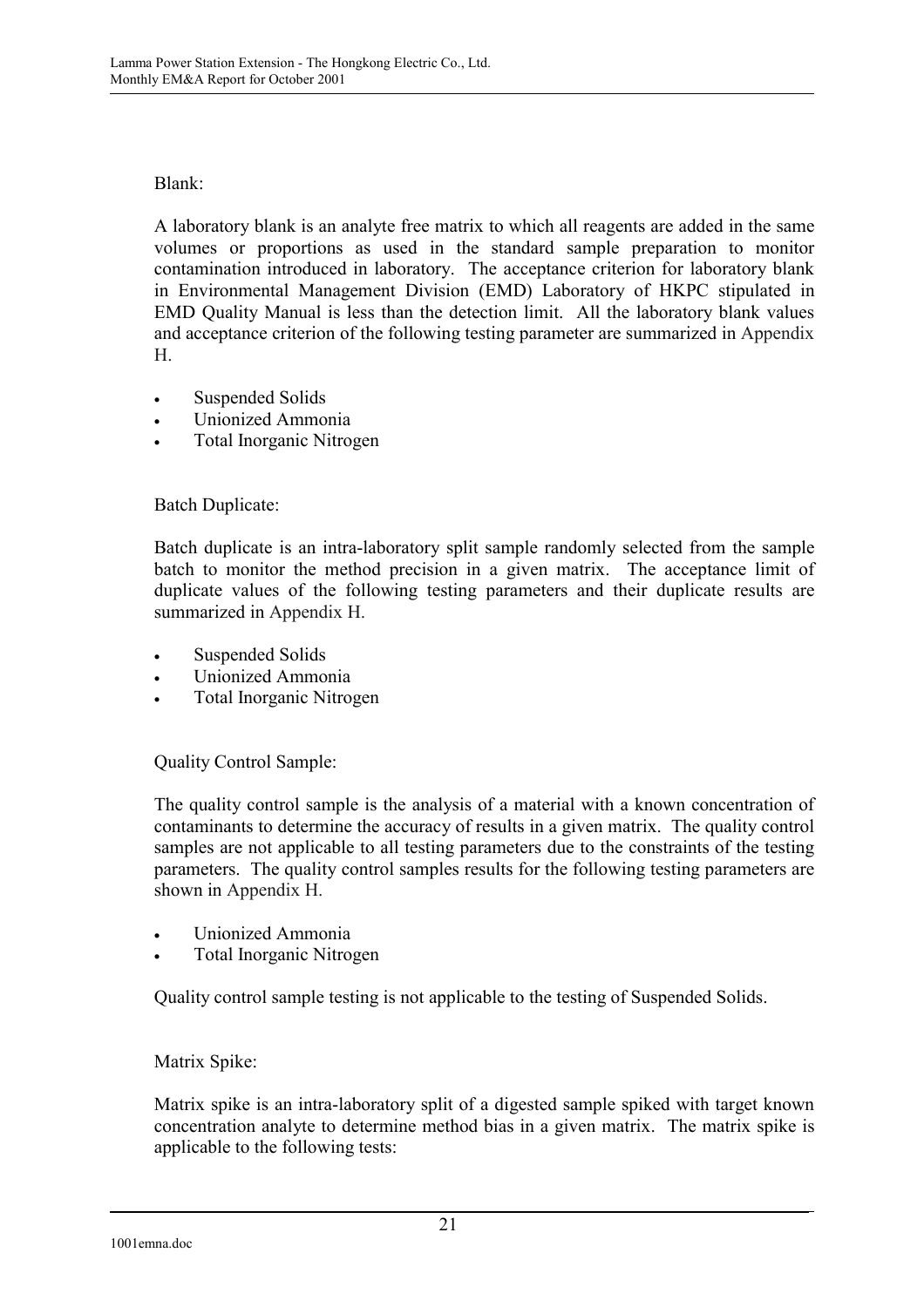Blank:

A laboratory blank is an analyte free matrix to which all reagents are added in the same volumes or proportions as used in the standard sample preparation to monitor contamination introduced in laboratory. The acceptance criterion for laboratory blank in Environmental Management Division (EMD) Laboratory of HKPC stipulated in EMD Quality Manual is less than the detection limit. All the laboratory blank values and acceptance criterion of the following testing parameter are summarized in Appendix H.

- Suspended Solids
- Unionized Ammonia
- Total Inorganic Nitrogen

Batch Duplicate:

Batch duplicate is an intra-laboratory split sample randomly selected from the sample batch to monitor the method precision in a given matrix. The acceptance limit of duplicate values of the following testing parameters and their duplicate results are summarized in Appendix H.

- Suspended Solids
- Unionized Ammonia
- Total Inorganic Nitrogen

Quality Control Sample:

The quality control sample is the analysis of a material with a known concentration of contaminants to determine the accuracy of results in a given matrix. The quality control samples are not applicable to all testing parameters due to the constraints of the testing parameters. The quality control samples results for the following testing parameters are shown in Appendix H.

- Unionized Ammonia
- Total Inorganic Nitrogen

Quality control sample testing is not applicable to the testing of Suspended Solids.

Matrix Spike:

Matrix spike is an intra-laboratory split of a digested sample spiked with target known concentration analyte to determine method bias in a given matrix. The matrix spike is applicable to the following tests: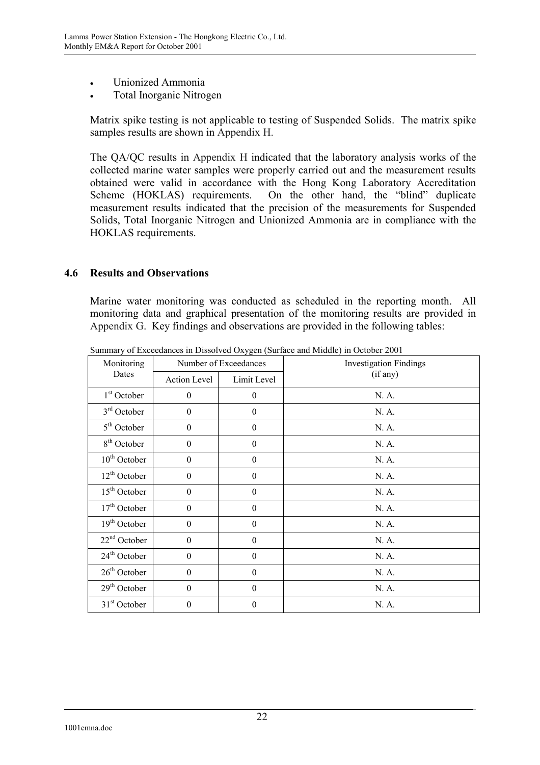- Unionized Ammonia
- Total Inorganic Nitrogen

Matrix spike testing is not applicable to testing of Suspended Solids. The matrix spike samples results are shown in Appendix H.

The QA/QC results in Appendix H indicated that the laboratory analysis works of the collected marine water samples were properly carried out and the measurement results obtained were valid in accordance with the Hong Kong Laboratory Accreditation Scheme (HOKLAS) requirements. On the other hand, the "blind" duplicate measurement results indicated that the precision of the measurements for Suspended Solids, Total Inorganic Nitrogen and Unionized Ammonia are in compliance with the HOKLAS requirements.

### 4.6 Results and Observations

Marine water monitoring was conducted as scheduled in the reporting month. All monitoring data and graphical presentation of the monitoring results are provided in Appendix G. Key findings and observations are provided in the following tables:

Summary of Exceedances in Dissolved Oxygen (Surface and Middle) in October 2001

| Monitoring Dates | Number of Exceedances | | Investigation Findings (if any) |
|---|---|---|---|
| | Action Level | Limit Level | |
| 1st October | 0 | 0 | N. A. |
| 3rd October | 0 | 0 | N. A. |
| 5th October | 0 | 0 | N. A. |
| 8th October | 0 | 0 | N. A. |
| 10th October | 0 | 0 | N. A. |
| 12th October | 0 | 0 | N. A. |
| 15th October | 0 | 0 | N. A. |
| 17th October | 0 | 0 | N. A. |
| 19th October | 0 | 0 | N. A. |
| 22nd October | 0 | 0 | N. A. |
| 24th October | 0 | 0 | N. A. |
| 26th October | 0 | 0 | N. A. |
| 29th October | 0 | 0 | N. A. |
| 31st October | 0 | 0 | N. A. |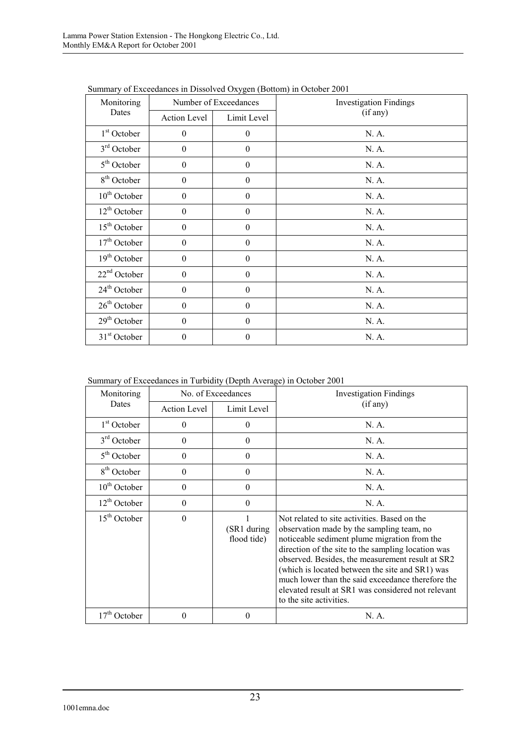Summary of Exceedances in Dissolved Oxygen (Bottom) in October 2001

| Monitoring Dates | Number of Exceedances | | Investigation Findings (if any) |
|---|---|---|---|
| | Action Level | Limit Level | |
| 1st October | 0 | 0 | N. A. |
| 3rd October | 0 | 0 | N. A. |
| 5th October | 0 | 0 | N. A. |
| 8th October | 0 | 0 | N. A. |
| 10th October | 0 | 0 | N. A. |
| 12th October | 0 | 0 | N. A. |
| 15th October | 0 | 0 | N. A. |
| 17th October | 0 | 0 | N. A. |
| 19th October | 0 | 0 | N. A. |
| 22nd October | 0 | 0 | N. A. |
| 24th October | 0 | 0 | N. A. |
| 26th October | 0 | 0 | N. A. |
| 29th October | 0 | 0 | N. A. |
| 31st October | 0 | 0 | N. A. |

Summary of Exceedances in Turbidity (Depth Average) in October 2001

| Monitoring Dates | No. of Exceedances | | Investigation Findings (if any) |
|---|---|---|---|
| | Action Level | Limit Level | |
| 1st October | 0 | 0 | N. A. |
| 3rd October | 0 | 0 | N. A. |
| 5th October | 0 | 0 | N. A. |
| 8th October | 0 | 0 | N. A. |
| 10th October | 0 | 0 | N. A. |
| 12th October | 0 | 0 | N. A. |
| 15th October | 0 | 1 (SR1 during flood tide) | Not related to site activities. Based on the observation made by the sampling team, no noticeable sediment plume migration from the direction of the site to the sampling location was observed. Besides, the measurement result at SR2 (which is located between the site and SR1) was much lower than the said exceedance therefore the elevated result at SR1 was considered not relevant to the site activities. |
| 17th October | 0 | 0 | N. A. |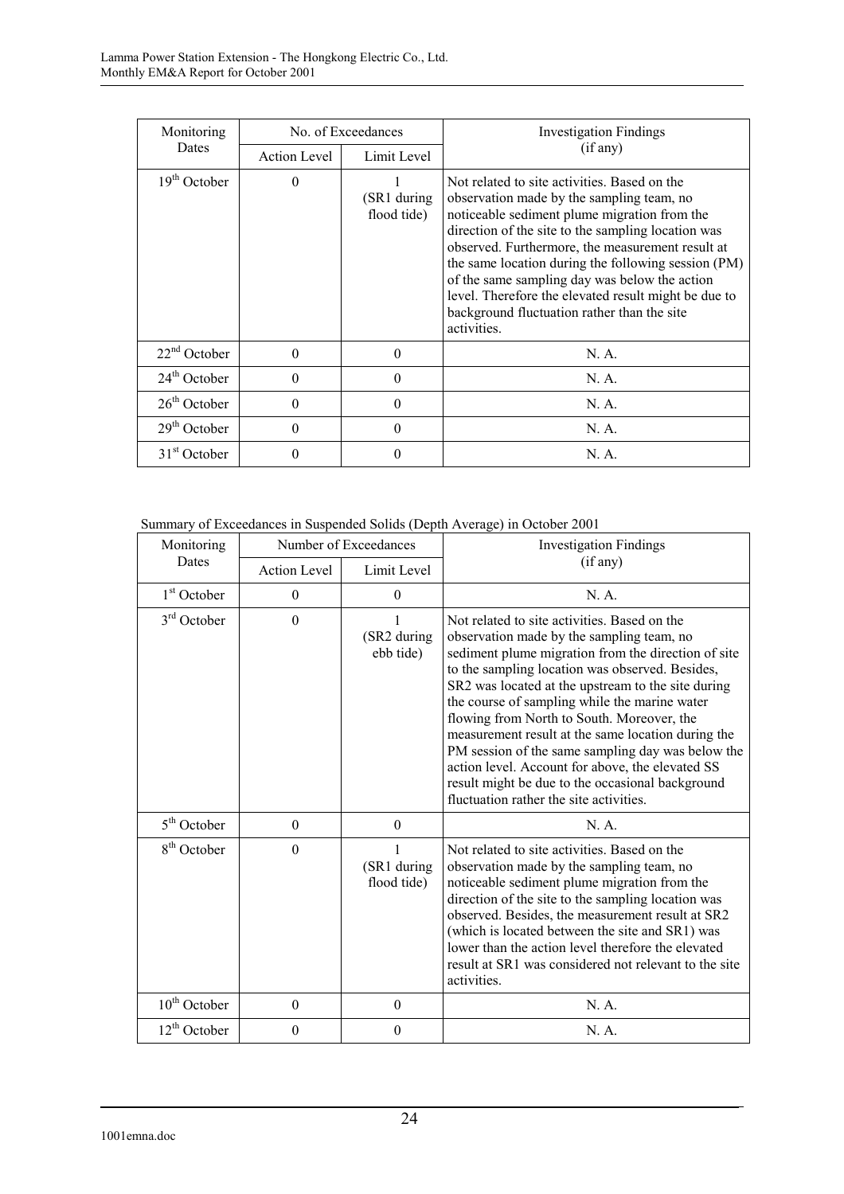| Monitoring Dates | No. of Exceedances | | Investigation Findings (if any) |
|---|---|---|---|
| | Action Level | Limit Level | |
| 19th October | 0 | 1 (SR1 during flood tide) | Not related to site activities. Based on the observation made by the sampling team, no noticeable sediment plume migration from the direction of the site to the sampling location was observed. Furthermore, the measurement result at the same location during the following session (PM) of the same sampling day was below the action level. Therefore the elevated result might be due to background fluctuation rather than the site activities. |
| 22nd October | 0 | 0 | N. A. |
| 24th October | 0 | 0 | N. A. |
| 26th October | 0 | 0 | N. A. |
| 29th October | 0 | 0 | N. A. |
| 31st October | 0 | 0 | N. A. |

Summary of Exceedances in Suspended Solids (Depth Average) in October 2001

| Monitoring Dates | Number of Exceedances | | Investigation Findings (if any) |
|---|---|---|---|
| | Action Level | Limit Level | |
| 1st October | 0 | 0 | N. A. |
| 3rd October | 0 | 1 (SR2 during ebb tide) | Not related to site activities. Based on the observation made by the sampling team, no sediment plume migration from the direction of site to the sampling location was observed. Besides, SR2 was located at the upstream to the site during the course of sampling while the marine water flowing from North to South. Moreover, the measurement result at the same location during the PM session of the same sampling day was below the action level. Account for above, the elevated SS result might be due to the occasional background fluctuation rather the site activities. |
| 5th October | 0 | 0 | N. A. |
| 8th October | 0 | 1 (SR1 during flood tide) | Not related to site activities. Based on the observation made by the sampling team, no noticeable sediment plume migration from the direction of the site to the sampling location was observed. Besides, the measurement result at SR2 (which is located between the site and SR1) was lower than the action level therefore the elevated result at SR1 was considered not relevant to the site activities. |
| 10th October | 0 | 0 | N. A. |
| 12th October | 0 | 0 | N. A. |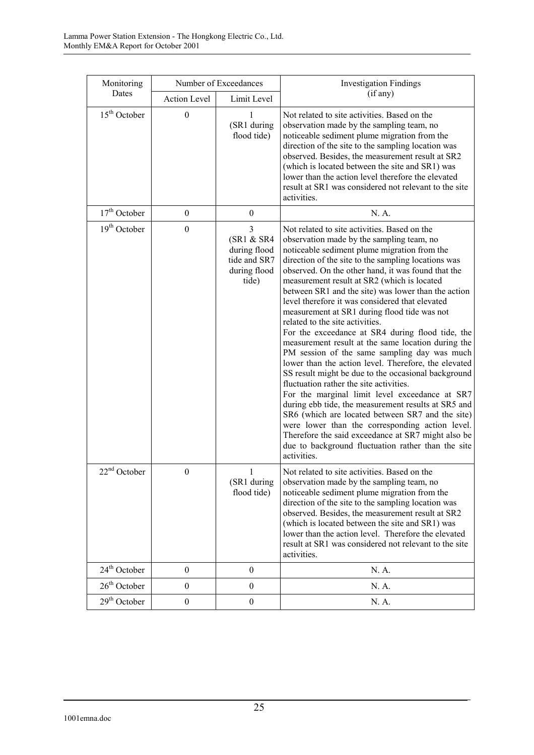| Monitoring Dates | Number of Exceedances | | Investigation Findings (if any) |
|---|---|---|---|
| | Action Level | Limit Level | |
| 15th October | 0 | 1 (SR1 during flood tide) | Not related to site activities. Based on the observation made by the sampling team, no noticeable sediment plume migration from the direction of the site to the sampling location was observed. Besides, the measurement result at SR2 (which is located between the site and SR1) was lower than the action level therefore the elevated result at SR1 was considered not relevant to the site activities. |
| 17th October | 0 | 0 | N. A. |
| 19th October | 0 | 3 (SR1 & SR4 during flood tide and SR7 during flood tide) | Not related to site activities. Based on the observation made by the sampling team, no noticeable sediment plume migration from the direction of the site to the sampling locations was observed. On the other hand, it was found that the measurement result at SR2 (which is located between SR1 and the site) was lower than the action level therefore it was considered that elevated measurement at SR1 during flood tide was not related to the site activities.<br>For the exceedance at SR4 during flood tide, the measurement result at the same location during the PM session of the same sampling day was much lower than the action level. Therefore, the elevated SS result might be due to the occasional background fluctuation rather the site activities.<br>For the marginal limit level exceedance at SR7 during ebb tide, the measurement results at SR5 and SR6 (which are located between SR7 and the site) were lower than the corresponding action level. Therefore the said exceedance at SR7 might also be due to background fluctuation rather than the site activities. |
| 22nd October | 0 | 1 (SR1 during flood tide) | Not related to site activities. Based on the observation made by the sampling team, no noticeable sediment plume migration from the direction of the site to the sampling location was observed. Besides, the measurement result at SR2 (which is located between the site and SR1) was lower than the action level. Therefore the elevated result at SR1 was considered not relevant to the site activities. |
| 24th October | 0 | 0 | N. A. |
| 26th October | 0 | 0 | N. A. |
| 29th October | 0 | 0 | N. A. |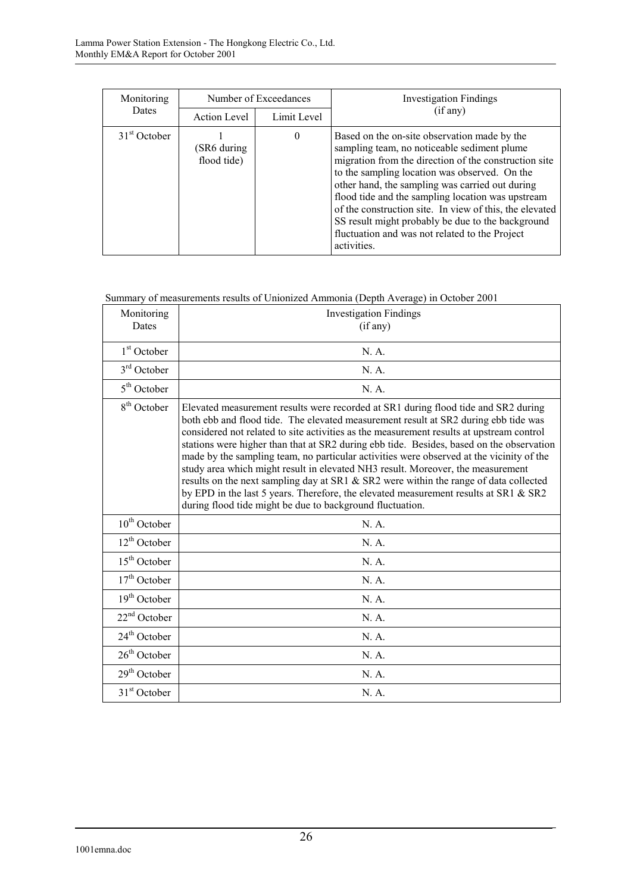| Monitoring Dates | Number of Exceedances | | Investigation Findings (if any) |
|---|---|---|---|
| | Action Level | Limit Level | |
| 31st October | 1 (SR6 during flood tide) | 0 | Based on the on-site observation made by the sampling team, no noticeable sediment plume migration from the direction of the construction site to the sampling location was observed. On the other hand, the sampling was carried out during flood tide and the sampling location was upstream of the construction site. In view of this, the elevated SS result might probably be due to the background fluctuation and was not related to the Project activities. |

Summary of measurements results of Unionized Ammonia (Depth Average) in October 2001

| Monitoring Dates | Investigation Findings (if any) |
|---|---|
| 1st October | N. A. |
| 3rd October | N. A. |
| 5th October | N. A. |
| 8th October | Elevated measurement results were recorded at SR1 during flood tide and SR2 during both ebb and flood tide. The elevated measurement result at SR2 during ebb tide was considered not related to site activities as the measurement results at upstream control stations were higher than that at SR2 during ebb tide. Besides, based on the observation made by the sampling team, no particular activities were observed at the vicinity of the study area which might result in elevated NH3 result. Moreover, the measurement results on the next sampling day at SR1 & SR2 were within the range of data collected by EPD in the last 5 years. Therefore, the elevated measurement results at SR1 & SR2 during flood tide might be due to background fluctuation. |
| 10th October | N. A. |
| 12th October | N. A. |
| 15th October | N. A. |
| 17th October | N. A. |
| 19th October | N. A. |
| 22nd October | N. A. |
| 24th October | N. A. |
| 26th October | N. A. |
| 29th October | N. A. |
| 31st October | N. A. |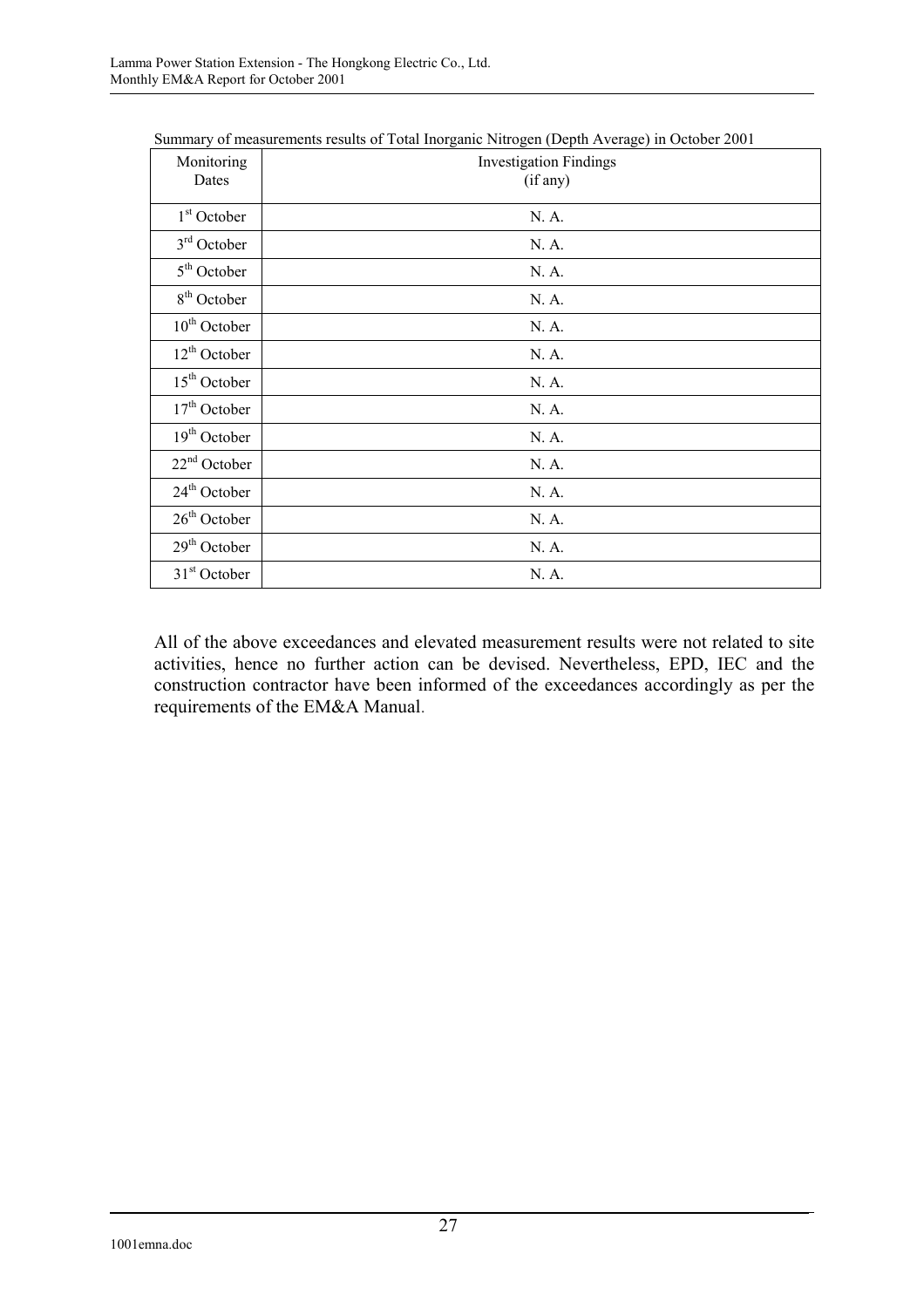Summary of measurements results of Total Inorganic Nitrogen (Depth Average) in October 2001

| Monitoring Dates | Investigation Findings (if any) |
|---|---|
| 1st October | N. A. |
| 3rd October | N. A. |
| 5th October | N. A. |
| 8th October | N. A. |
| 10th October | N. A. |
| 12th October | N. A. |
| 15th October | N. A. |
| 17th October | N. A. |
| 19th October | N. A. |
| 22nd October | N. A. |
| 24th October | N. A. |
| 26th October | N. A. |
| 29th October | N. A. |
| 31st October | N. A. |

All of the above exceedances and elevated measurement results were not related to site activities, hence no further action can be devised. Nevertheless, EPD, IEC and the construction contractor have been informed of the exceedances accordingly as per the requirements of the EM&A Manual.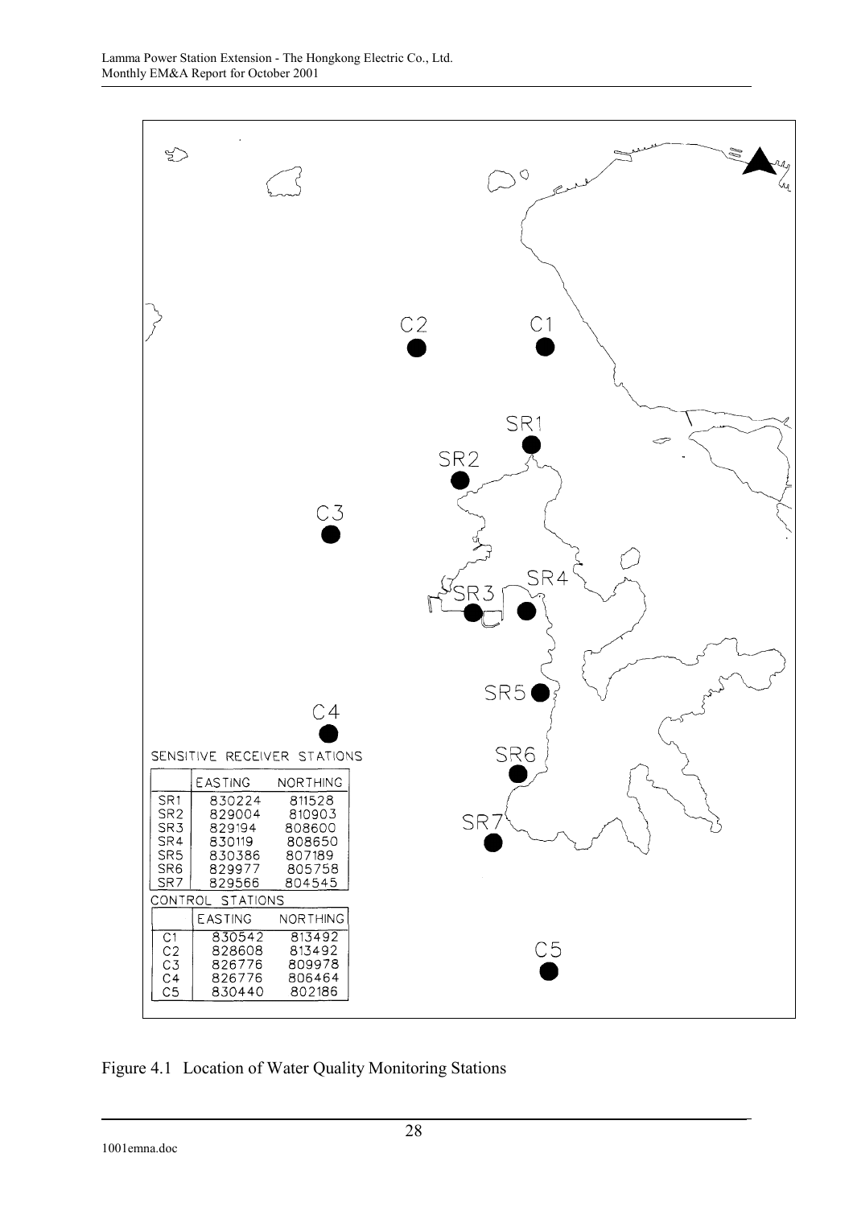SENSITIVE RECEIVER STATIONS

| | EASTING | NORTHING |
|---|---|---|
| SR1 | 830224 | 811528 |
| SR2 | 829004 | 810903 |
| SR3 | 829194 | 808600 |
| SR4 | 830119 | 808650 |
| SR5 | 830386 | 807189 |
| SR6 | 829977 | 805758 |
| SR7 | 829566 | 804545 |

CONTROL STATIONS

| | EASTING | NORTHING |
|---|---|---|
| C1 | 830542 | 813492 |
| C2 | 828608 | 813492 |
| C3 | 826776 | 809978 |
| C4 | 826776 | 806464 |
| C5 | 830440 | 802186 |

Figure 4.1 Location of Water Quality Monitoring Stations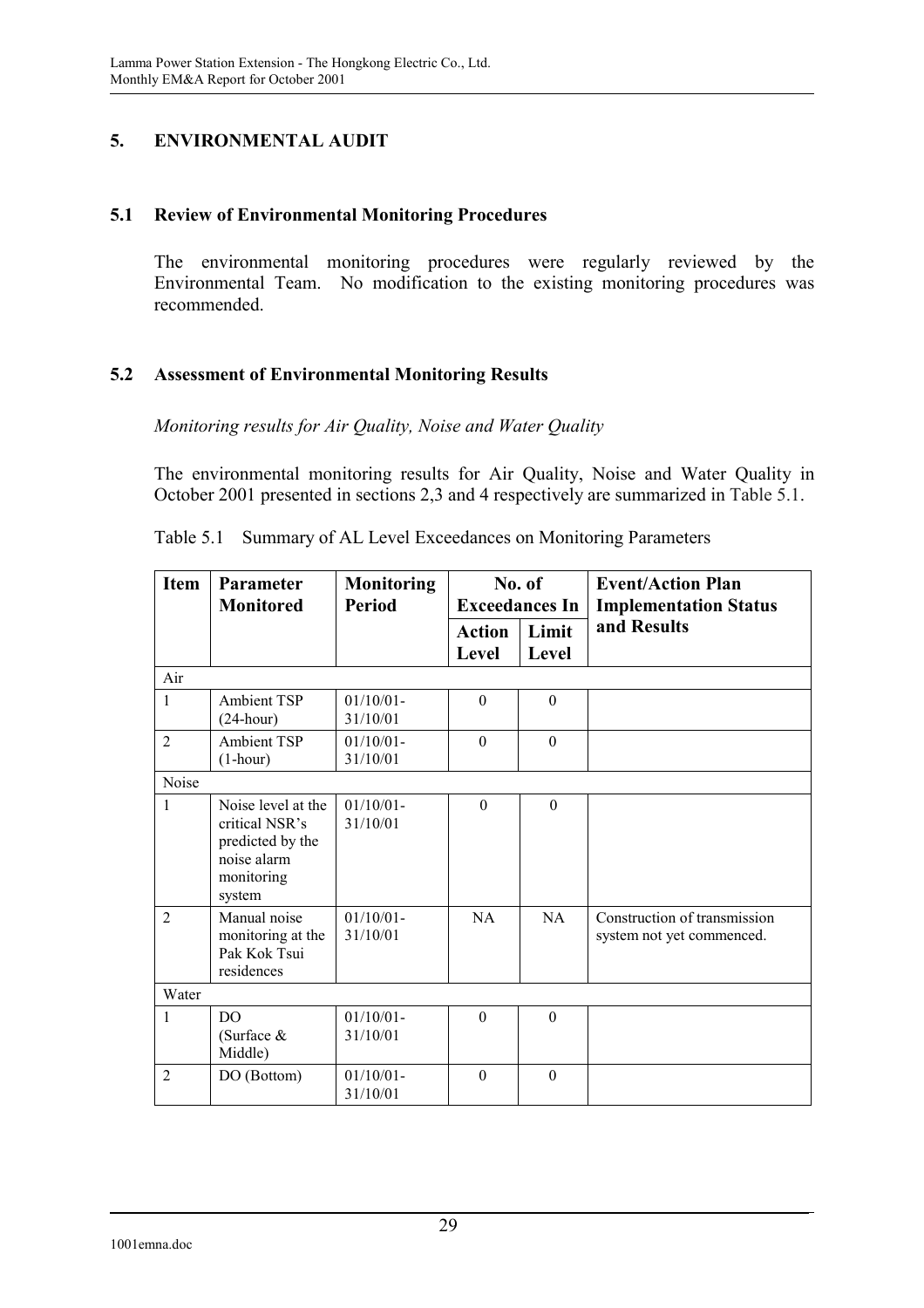## 5. ENVIRONMENTAL AUDIT

### 5.1 Review of Environmental Monitoring Procedures

The environmental monitoring procedures were regularly reviewed by the Environmental Team. No modification to the existing monitoring procedures was recommended.

### 5.2 Assessment of Environmental Monitoring Results

*Monitoring results for Air Quality, Noise and Water Quality*

The environmental monitoring results for Air Quality, Noise and Water Quality in October 2001 presented in sections 2,3 and 4 respectively are summarized in Table 5.1.

Table 5.1 Summary of AL Level Exceedances on Monitoring Parameters

| Item | Parameter Monitored | Monitoring Period | No. of Exceedances In | | Event/Action Plan Implementation Status and Results |
|---|---|---|---|---|---|
| | | | Action Level | Limit Level | |
| Air | | | | | |
| 1 | Ambient TSP (24-hour) | 01/10/01-31/10/01 | 0 | 0 | |
| 2 | Ambient TSP (1-hour) | 01/10/01-31/10/01 | 0 | 0 | |
| Noise | | | | | |
| 1 | Noise level at the critical NSR's predicted by the noise alarm monitoring system | 01/10/01-31/10/01 | 0 | 0 | |
| 2 | Manual noise monitoring at the Pak Kok Tsui residences | 01/10/01-31/10/01 | NA | NA | Construction of transmission system not yet commenced. |
| Water | | | | | |
| 1 | DO (Surface & Middle) | 01/10/01-31/10/01 | 0 | 0 | |
| 2 | DO (Bottom) | 01/10/01-31/10/01 | 0 | 0 | |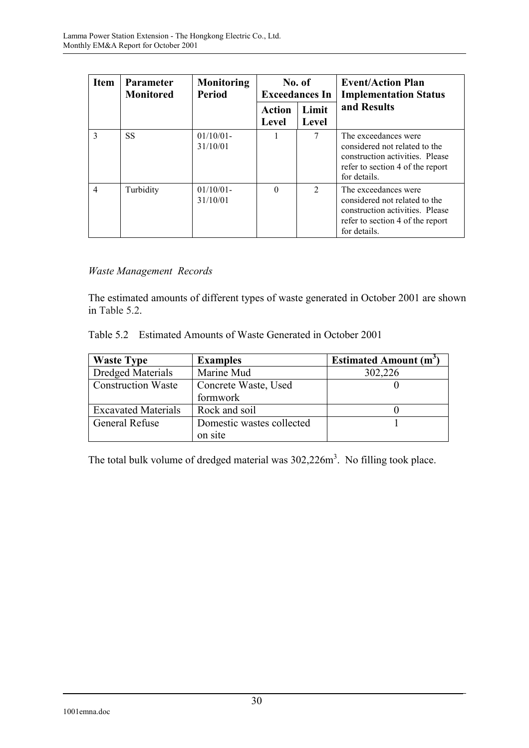| Item | Parameter Monitored | Monitoring Period | No. of Exceedances In | | Event/Action Plan Implementation Status and Results |
|---|---|---|---|---|---|
| | | | Action Level | Limit Level | |
| 3 | SS | 01/10/01-31/10/01 | 1 | 7 | The exceedances were considered not related to the construction activities. Please refer to section 4 of the report for details. |
| 4 | Turbidity | 01/10/01-31/10/01 | 0 | 2 | The exceedances were considered not related to the construction activities. Please refer to section 4 of the report for details. |

*Waste Management Records*

The estimated amounts of different types of waste generated in October 2001 are shown in Table 5.2.

Table 5.2 Estimated Amounts of Waste Generated in October 2001

| Waste Type | Examples | Estimated Amount ($m^3$) |
|---|---|---|
| Dredged Materials | Marine Mud | 302,226 |
| Construction Waste | Concrete Waste, Used formwork | 0 |
| Excavated Materials | Rock and soil | 0 |
| General Refuse | Domestic wastes collected on site | 1 |

The total bulk volume of dredged material was 302,226$m^3$. No filling took place.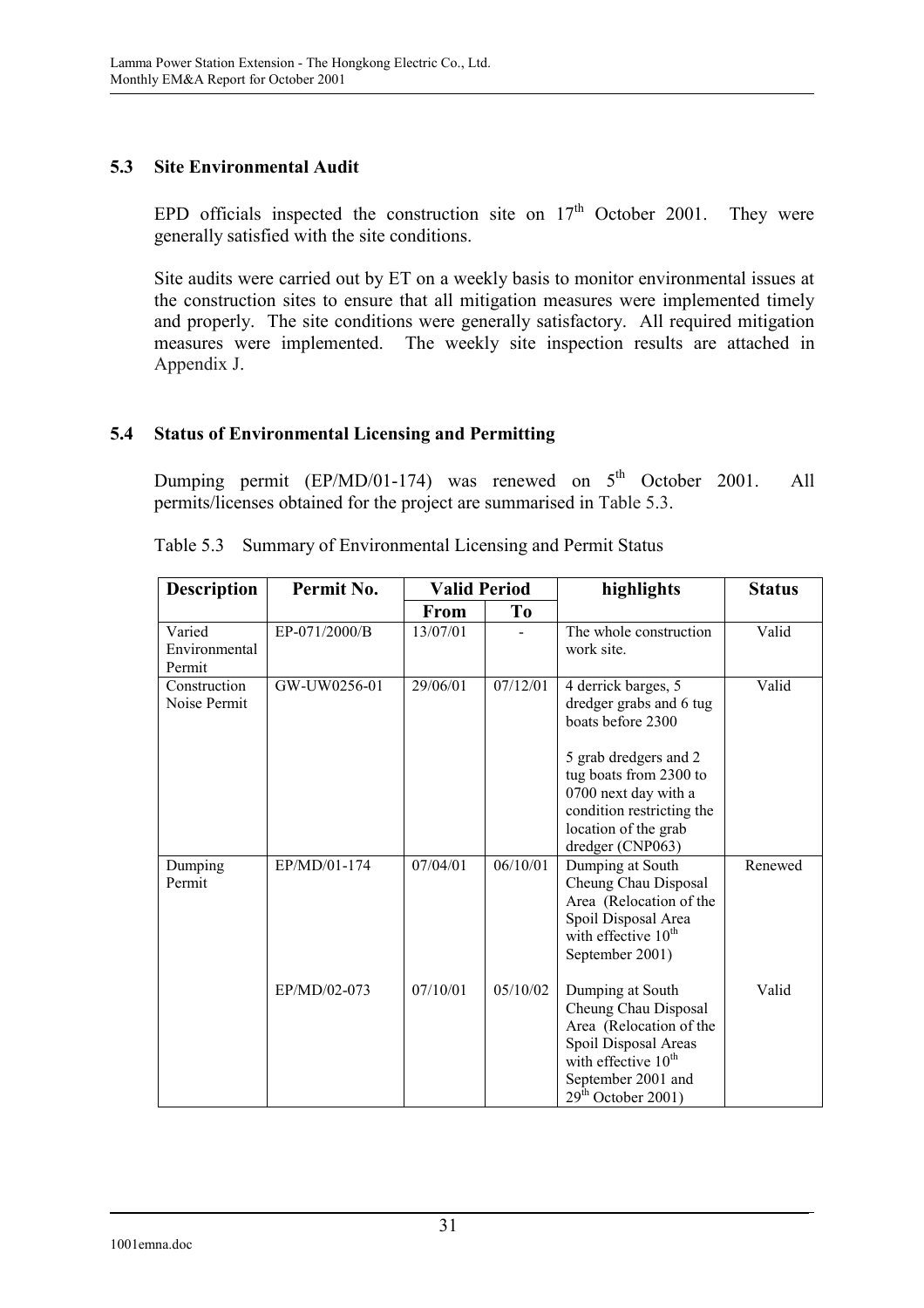## 5.3 Site Environmental Audit

EPD officials inspected the construction site on 17th October 2001. They were generally satisfied with the site conditions.

Site audits were carried out by ET on a weekly basis to monitor environmental issues at the construction sites to ensure that all mitigation measures were implemented timely and properly. The site conditions were generally satisfactory. All required mitigation measures were implemented. The weekly site inspection results are attached in Appendix J.

## 5.4 Status of Environmental Licensing and Permitting

Dumping permit (EP/MD/01-174) was renewed on 5th October 2001. All permits/licenses obtained for the project are summarised in Table 5.3.

Table 5.3 Summary of Environmental Licensing and Permit Status

| Description | Permit No. | Valid Period | | highlights | Status |
|---|---|---|---|---|---|
| | | From | To | | |
| Varied Environmental Permit | EP-071/2000/B | 13/07/01 | - | The whole construction work site. | Valid |
| Construction Noise Permit | GW-UW0256-01 | 29/06/01 | 07/12/01 | 4 derrick barges, 5 dredger grabs and 6 tug boats before 2300<br><br>5 grab dredgers and 2 tug boats from 2300 to 0700 next day with a condition restricting the location of the grab dredger (CNP063) | Valid |
| Dumping Permit | EP/MD/01-174 | 07/04/01 | 06/10/01 | Dumping at South Cheung Chau Disposal Area (Relocation of the Spoil Disposal Area with effective 10th September 2001) | Renewed |
| | EP/MD/02-073 | 07/10/01 | 05/10/02 | Dumping at South Cheung Chau Disposal Area (Relocation of the Spoil Disposal Areas with effective 10th September 2001 and 29th October 2001) | Valid |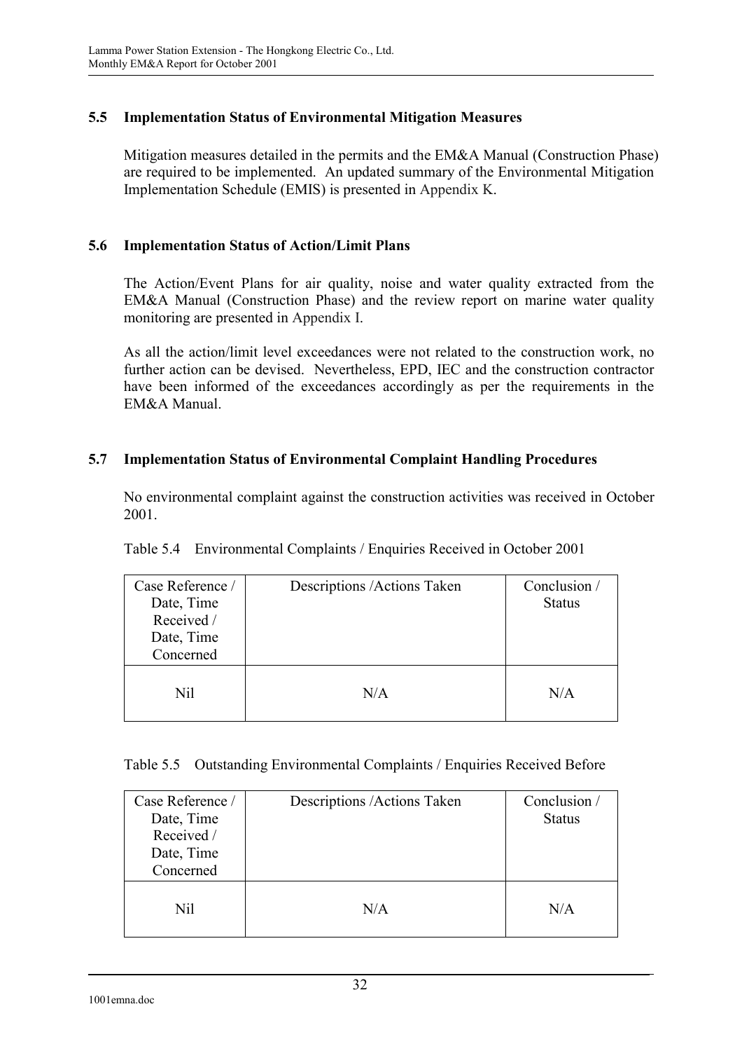### 5.5 Implementation Status of Environmental Mitigation Measures

Mitigation measures detailed in the permits and the EM&A Manual (Construction Phase) are required to be implemented. An updated summary of the Environmental Mitigation Implementation Schedule (EMIS) is presented in Appendix K.

### 5.6 Implementation Status of Action/Limit Plans

The Action/Event Plans for air quality, noise and water quality extracted from the EM&A Manual (Construction Phase) and the review report on marine water quality monitoring are presented in Appendix I.

As all the action/limit level exceedances were not related to the construction work, no further action can be devised. Nevertheless, EPD, IEC and the construction contractor have been informed of the exceedances accordingly as per the requirements in the EM&A Manual.

### 5.7 Implementation Status of Environmental Complaint Handling Procedures

No environmental complaint against the construction activities was received in October 2001.

Table 5.4 Environmental Complaints / Enquiries Received in October 2001

| Case Reference / Date, Time Received / Date, Time Concerned | Descriptions /Actions Taken | Conclusion / Status |
|---|---|---|
| Nil | N/A | N/A |

Table 5.5 Outstanding Environmental Complaints / Enquiries Received Before

| Case Reference / Date, Time Received / Date, Time Concerned | Descriptions /Actions Taken | Conclusion / Status |
|---|---|---|
| Nil | N/A | N/A |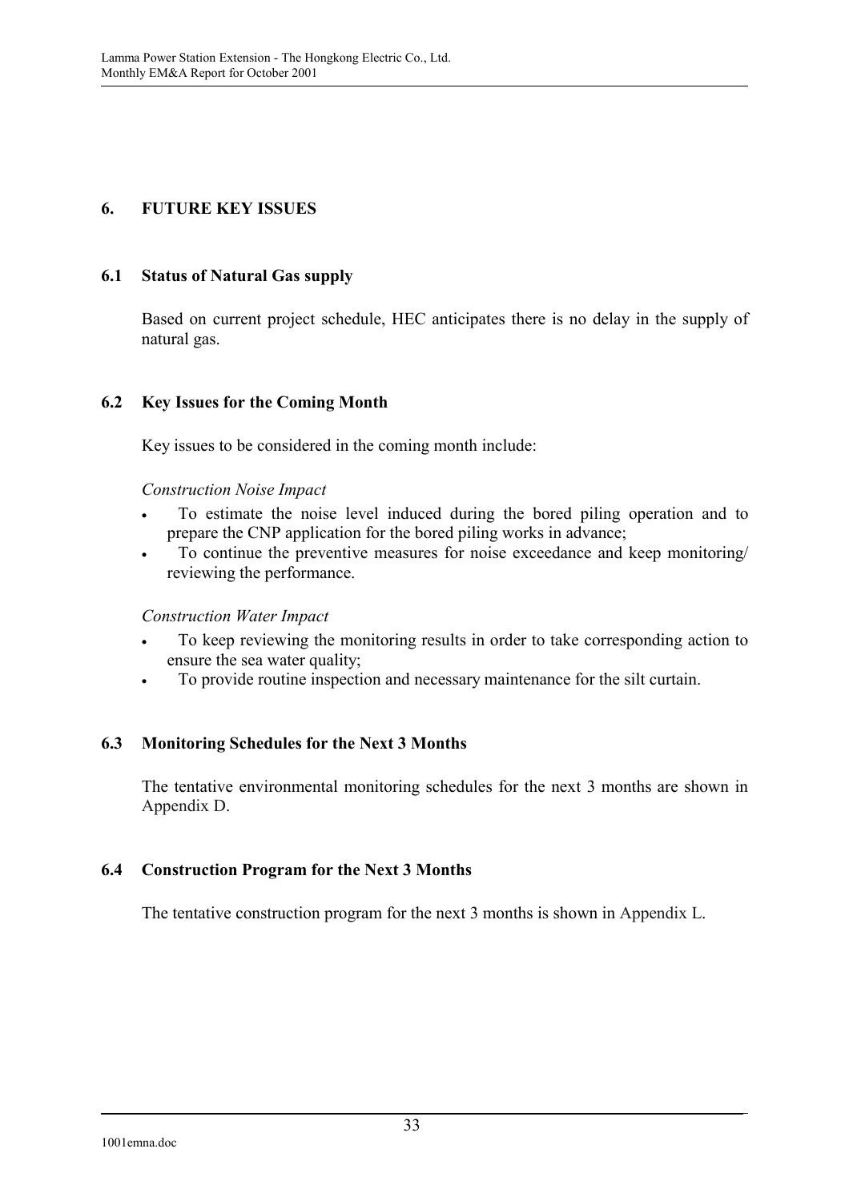## 6. FUTURE KEY ISSUES

### 6.1 Status of Natural Gas supply

Based on current project schedule, HEC anticipates there is no delay in the supply of natural gas.

### 6.2 Key Issues for the Coming Month

Key issues to be considered in the coming month include:

*Construction Noise Impact*

- To estimate the noise level induced during the bored piling operation and to prepare the CNP application for the bored piling works in advance;
- To continue the preventive measures for noise exceedance and keep monitoring/ reviewing the performance.

*Construction Water Impact*

- To keep reviewing the monitoring results in order to take corresponding action to ensure the sea water quality;
- To provide routine inspection and necessary maintenance for the silt curtain.

### 6.3 Monitoring Schedules for the Next 3 Months

The tentative environmental monitoring schedules for the next 3 months are shown in Appendix D.

### 6.4 Construction Program for the Next 3 Months

The tentative construction program for the next 3 months is shown in Appendix L.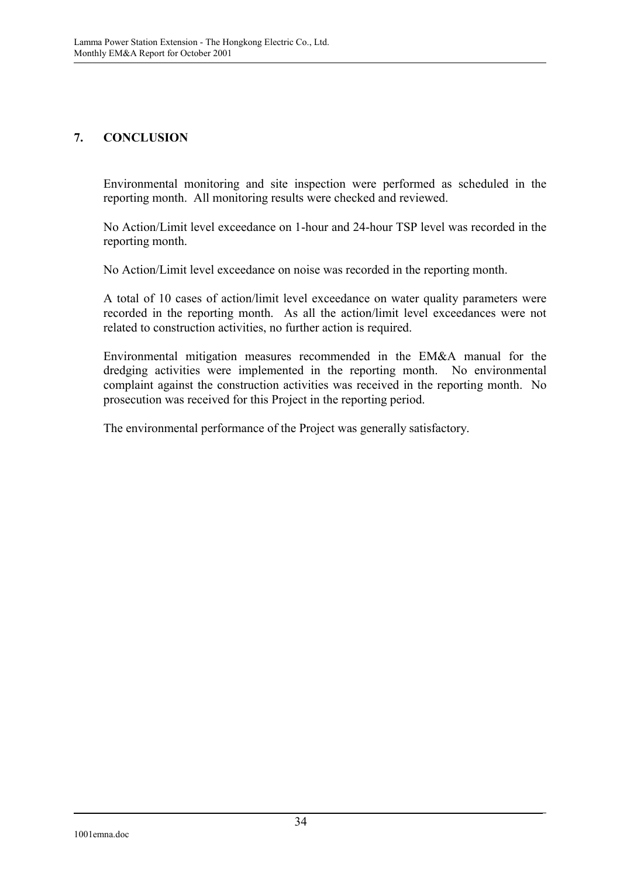## 7. CONCLUSION

Environmental monitoring and site inspection were performed as scheduled in the reporting month. All monitoring results were checked and reviewed.

No Action/Limit level exceedance on 1-hour and 24-hour TSP level was recorded in the reporting month.

No Action/Limit level exceedance on noise was recorded in the reporting month.

A total of 10 cases of action/limit level exceedance on water quality parameters were recorded in the reporting month. As all the action/limit level exceedances were not related to construction activities, no further action is required.

Environmental mitigation measures recommended in the EM&A manual for the dredging activities were implemented in the reporting month. No environmental complaint against the construction activities was received in the reporting month. No prosecution was received for this Project in the reporting period.

The environmental performance of the Project was generally satisfactory.